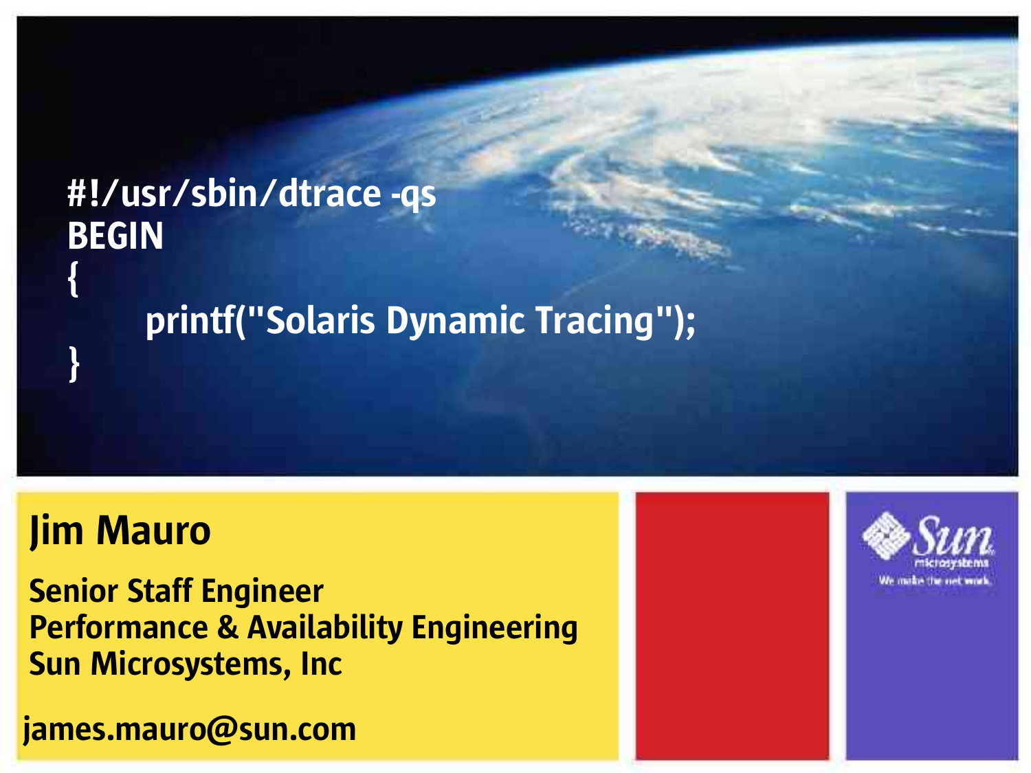```
#!/usr/sbin/dtrace -qs
BEGIN
{
        printf("Solaris Dynamic Tracing");
}
```

# Jim Mauro

**Senior Staff Engineer**
**Performance & Availability Engineering**
**Sun Microsystems, Inc**

**james.mauro@sun.com**

Sun microsystems
We make the net work.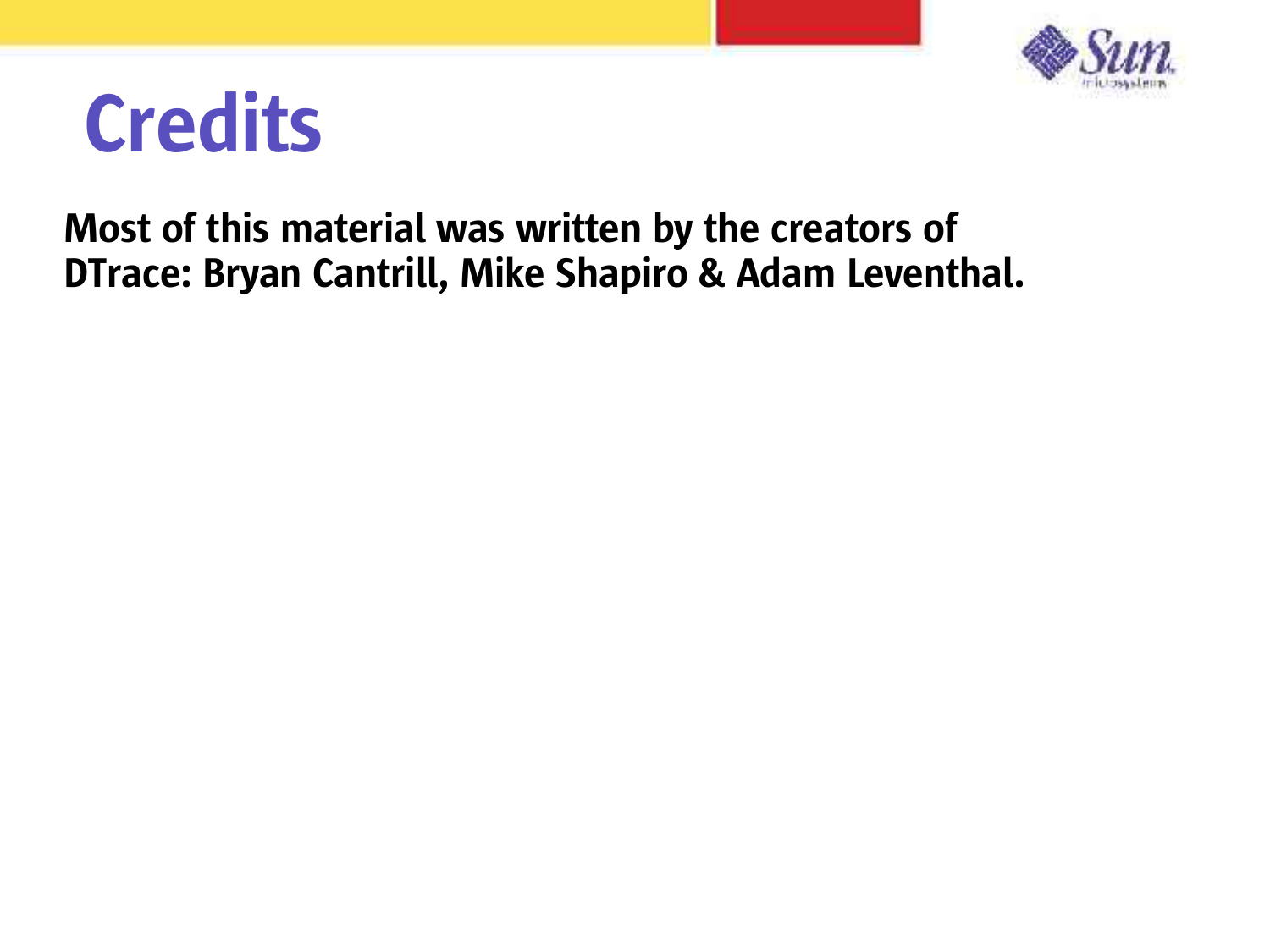# Credits

**Most of this material was written by the creators of DTrace: Bryan Cantrill, Mike Shapiro & Adam Leventhal.**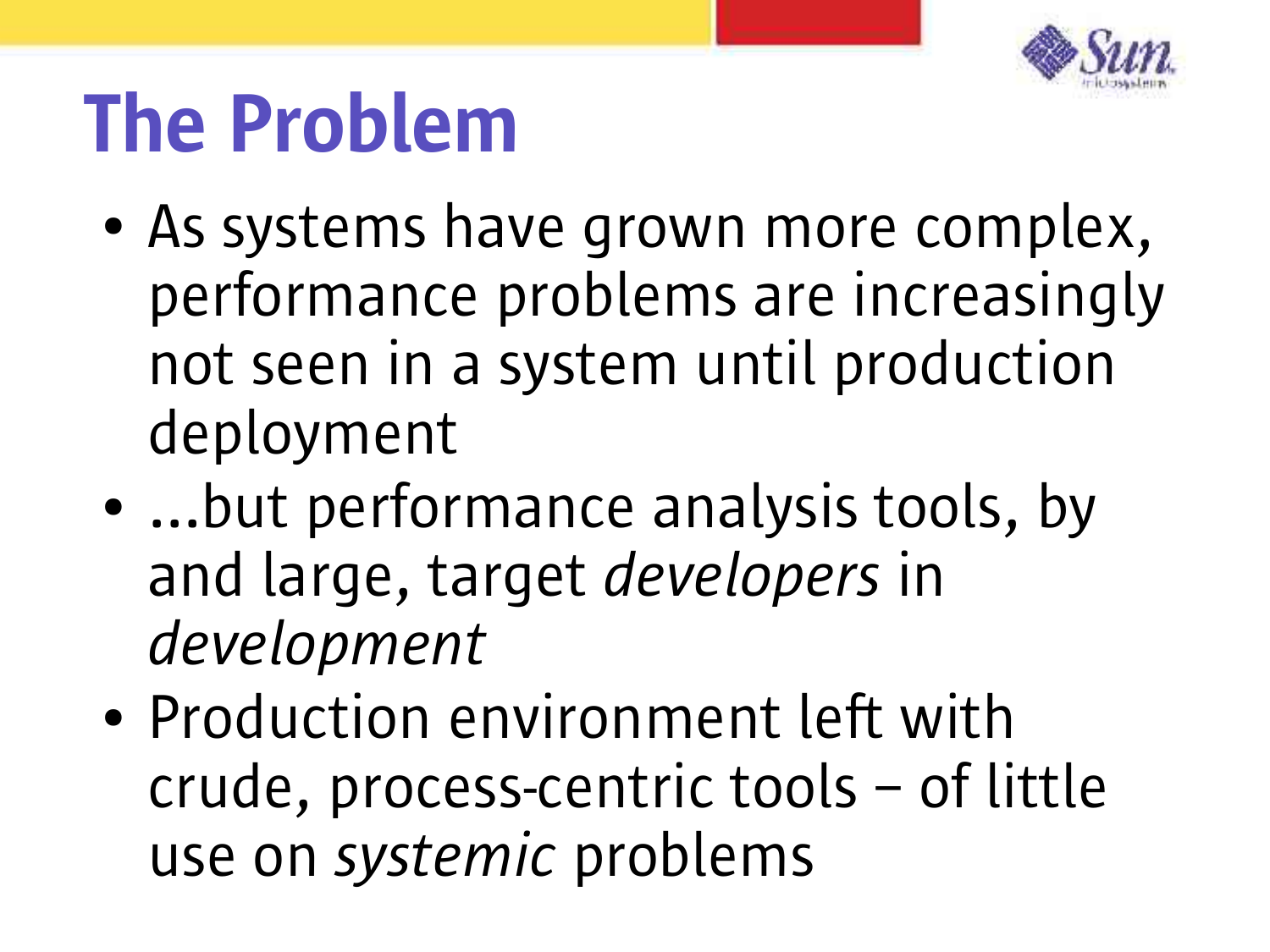# The Problem

- As systems have grown more complex, performance problems are increasingly not seen in a system until production deployment
- ...but performance analysis tools, by and large, target *developers* in *development*
- Production environment left with crude, process-centric tools – of little use on *systemic* problems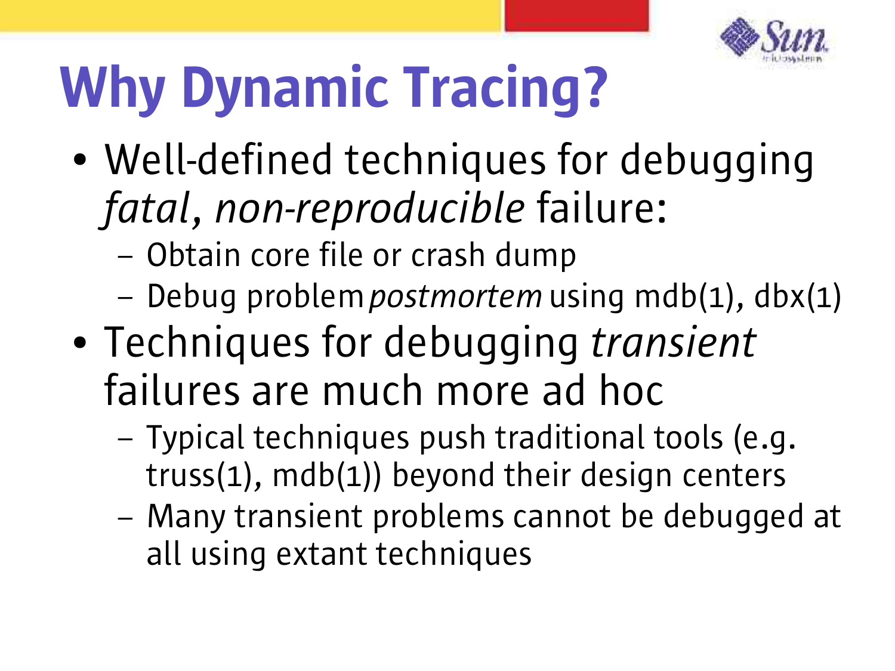# Why Dynamic Tracing?

- Well-defined techniques for debugging *fatal, non-reproducible* failure:
  - Obtain core file or crash dump
  - Debug problem *postmortem* using mdb(1), dbx(1)
- Techniques for debugging *transient* failures are much more ad hoc
  - Typical techniques push traditional tools (e.g. truss(1), mdb(1)) beyond their design centers
  - Many transient problems cannot be debugged at all using extant techniques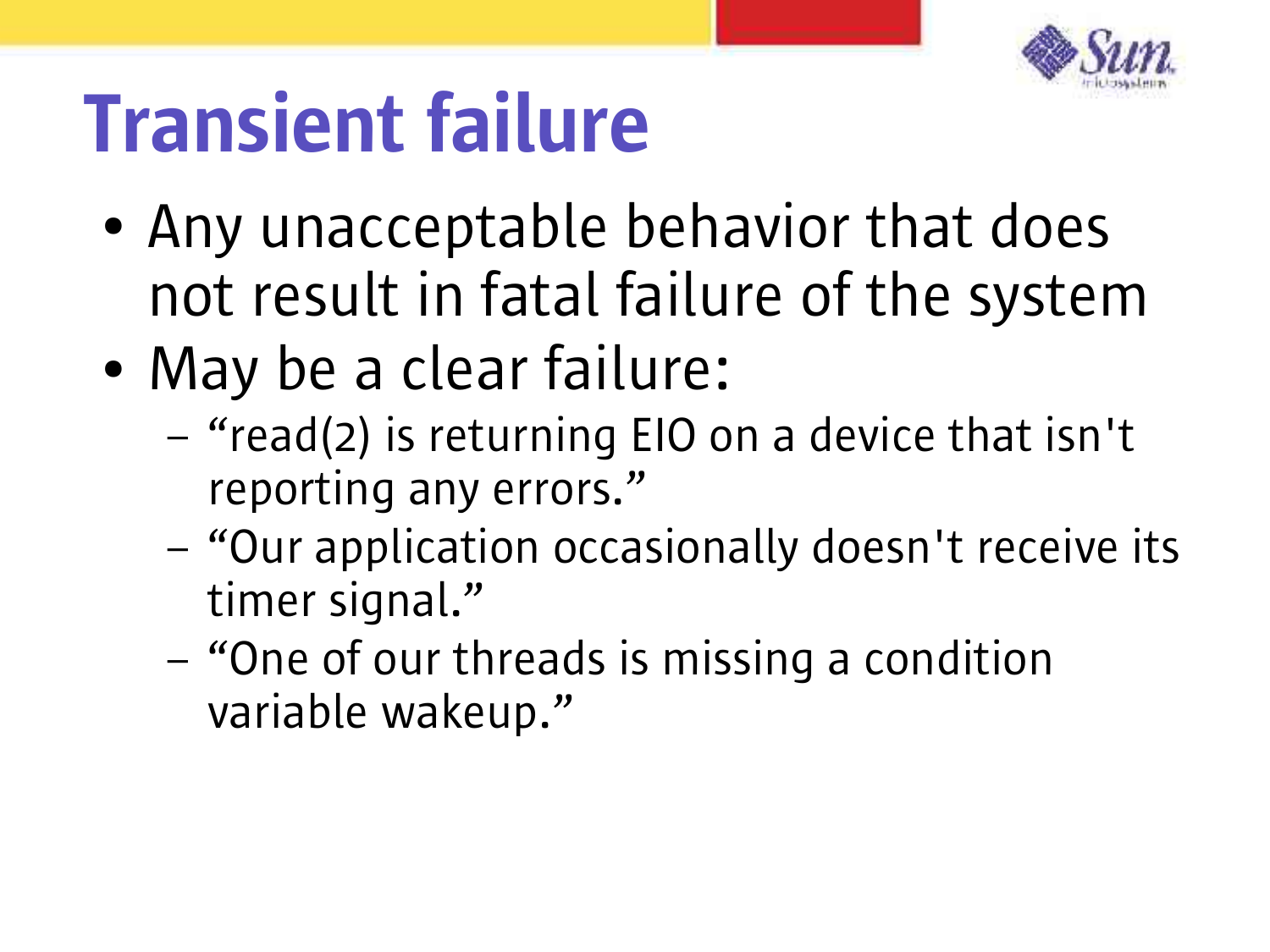# Transient failure

- Any unacceptable behavior that does not result in fatal failure of the system
- May be a clear failure:
  - "read(2) is returning EIO on a device that isn't reporting any errors."
  - "Our application occasionally doesn't receive its timer signal."
  - "One of our threads is missing a condition variable wakeup."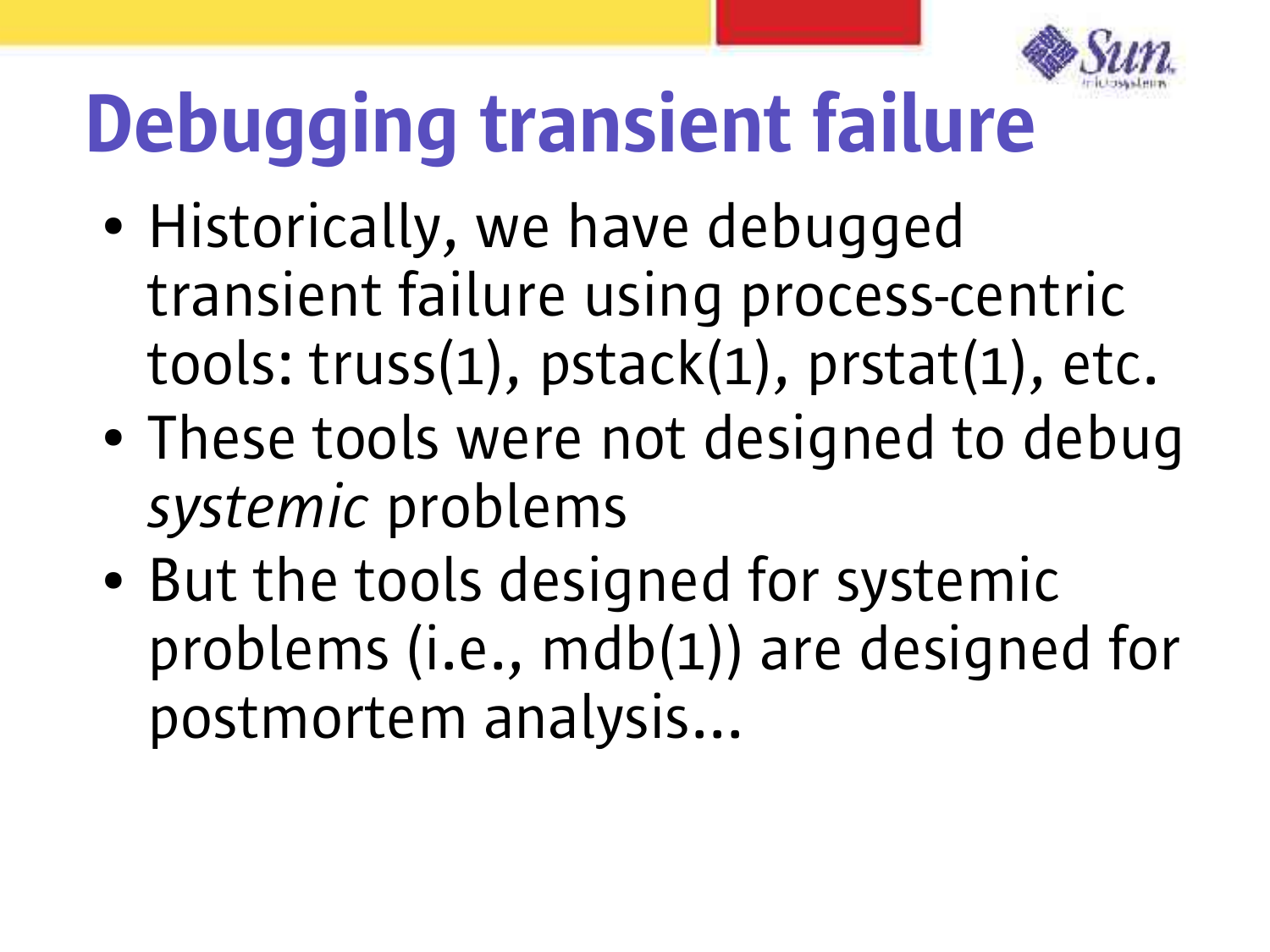# Debugging transient failure

- Historically, we have debugged transient failure using process-centric tools: truss(1), pstack(1), prstat(1), etc.
- These tools were not designed to debug *systemic* problems
- But the tools designed for systemic problems (i.e., mdb(1)) are designed for postmortem analysis...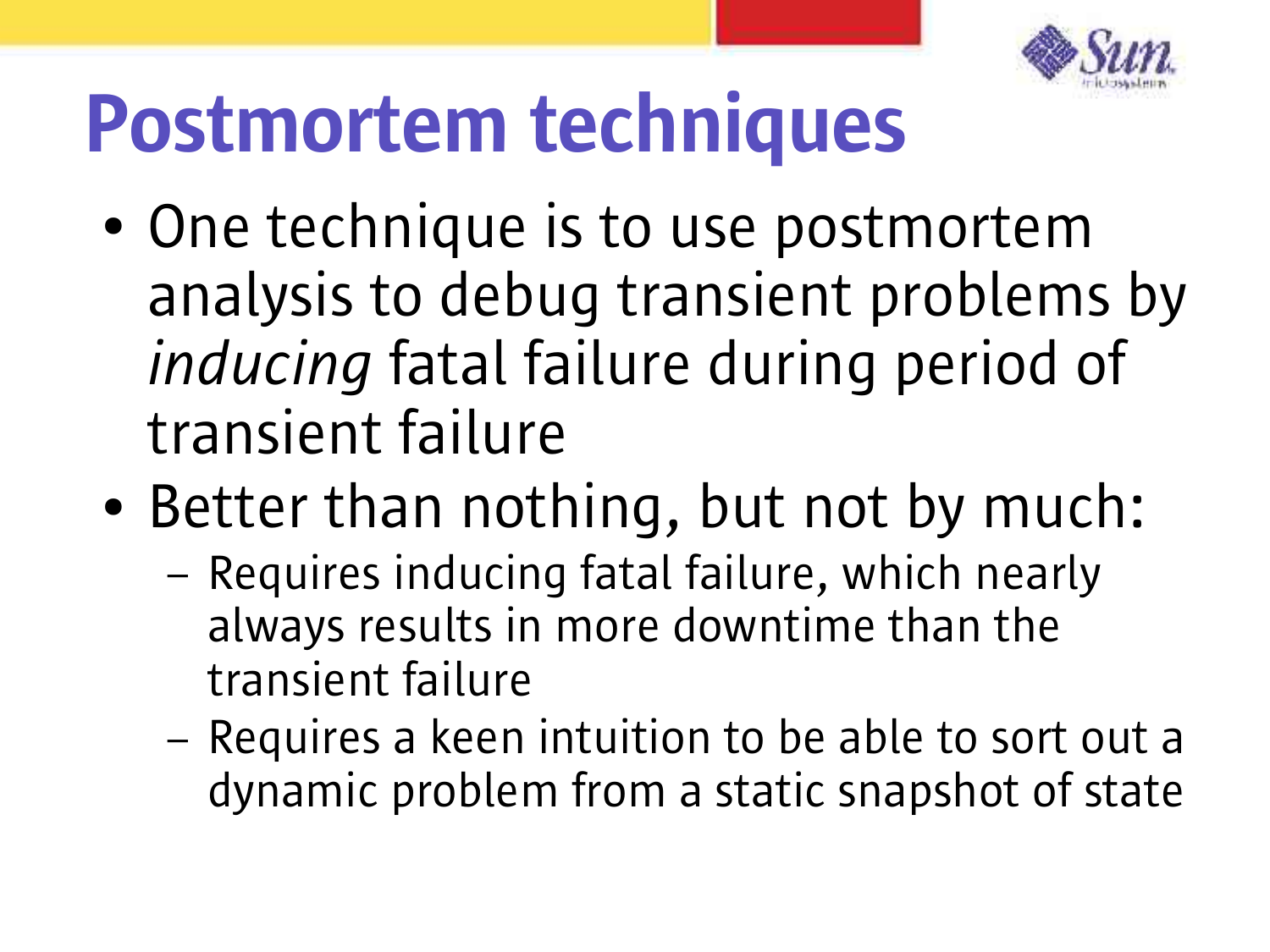# Postmortem techniques

- One technique is to use postmortem analysis to debug transient problems by *inducing* fatal failure during period of transient failure
- Better than nothing, but not by much:
  - Requires inducing fatal failure, which nearly always results in more downtime than the transient failure
  - Requires a keen intuition to be able to sort out a dynamic problem from a static snapshot of state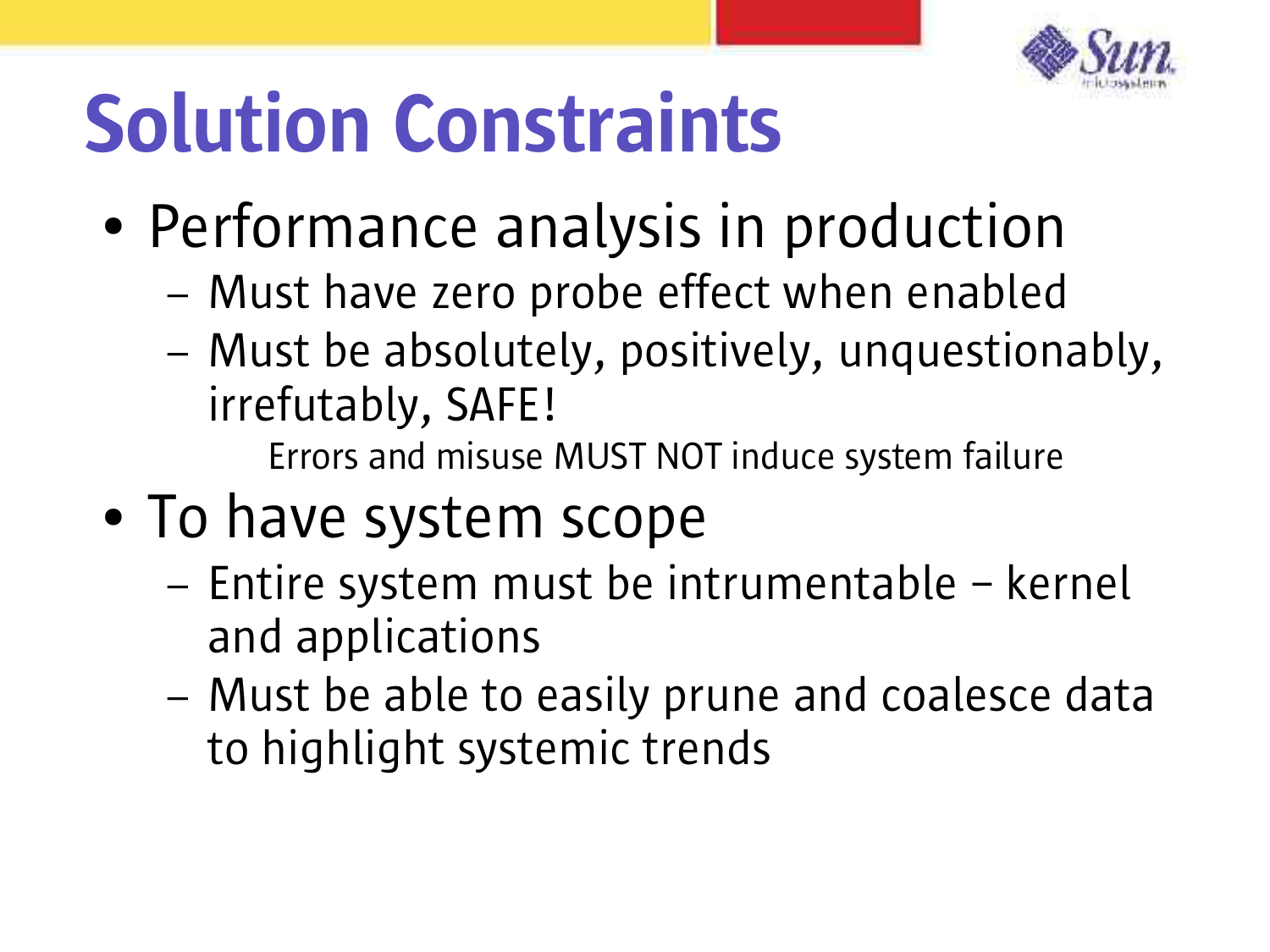# Solution Constraints

- Performance analysis in production
  - Must have zero probe effect when enabled
  - Must be absolutely, positively, unquestionably, irrefutably, SAFE!

    Errors and misuse MUST NOT induce system failure
- To have system scope
  - Entire system must be intrumentable – kernel and applications
  - Must be able to easily prune and coalesce data to highlight systemic trends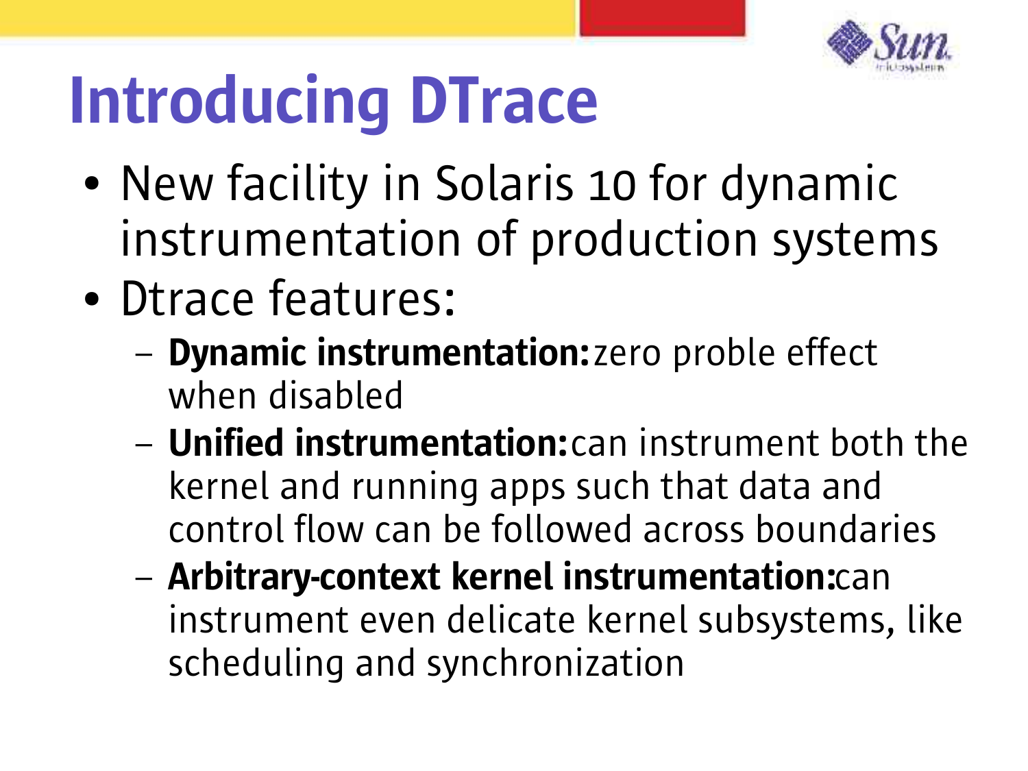# Introducing DTrace

- New facility in Solaris 10 for dynamic instrumentation of production systems
- Dtrace features:
  - **Dynamic instrumentation:** zero proble effect when disabled
  - **Unified instrumentation:** can instrument both the kernel and running apps such that data and control flow can be followed across boundaries
  - **Arbitrary-context kernel instrumentation:** can instrument even delicate kernel subsystems, like scheduling and synchronization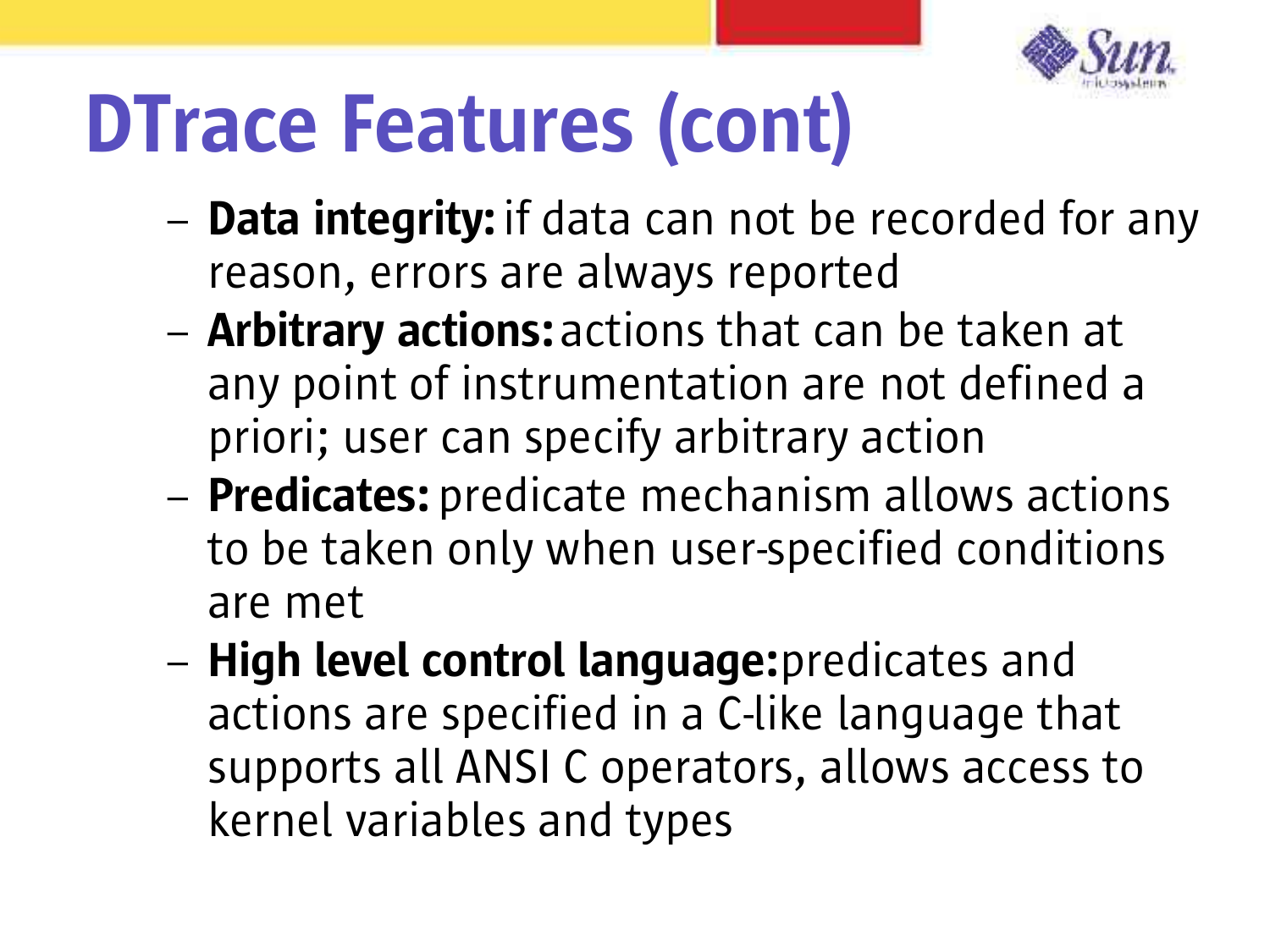# DTrace Features (cont)

- **Data integrity:** if data can not be recorded for any reason, errors are always reported
- **Arbitrary actions:** actions that can be taken at any point of instrumentation are not defined a priori; user can specify arbitrary action
- **Predicates:** predicate mechanism allows actions to be taken only when user-specified conditions are met
- **High level control language:** predicates and actions are specified in a C-like language that supports all ANSI C operators, allows access to kernel variables and types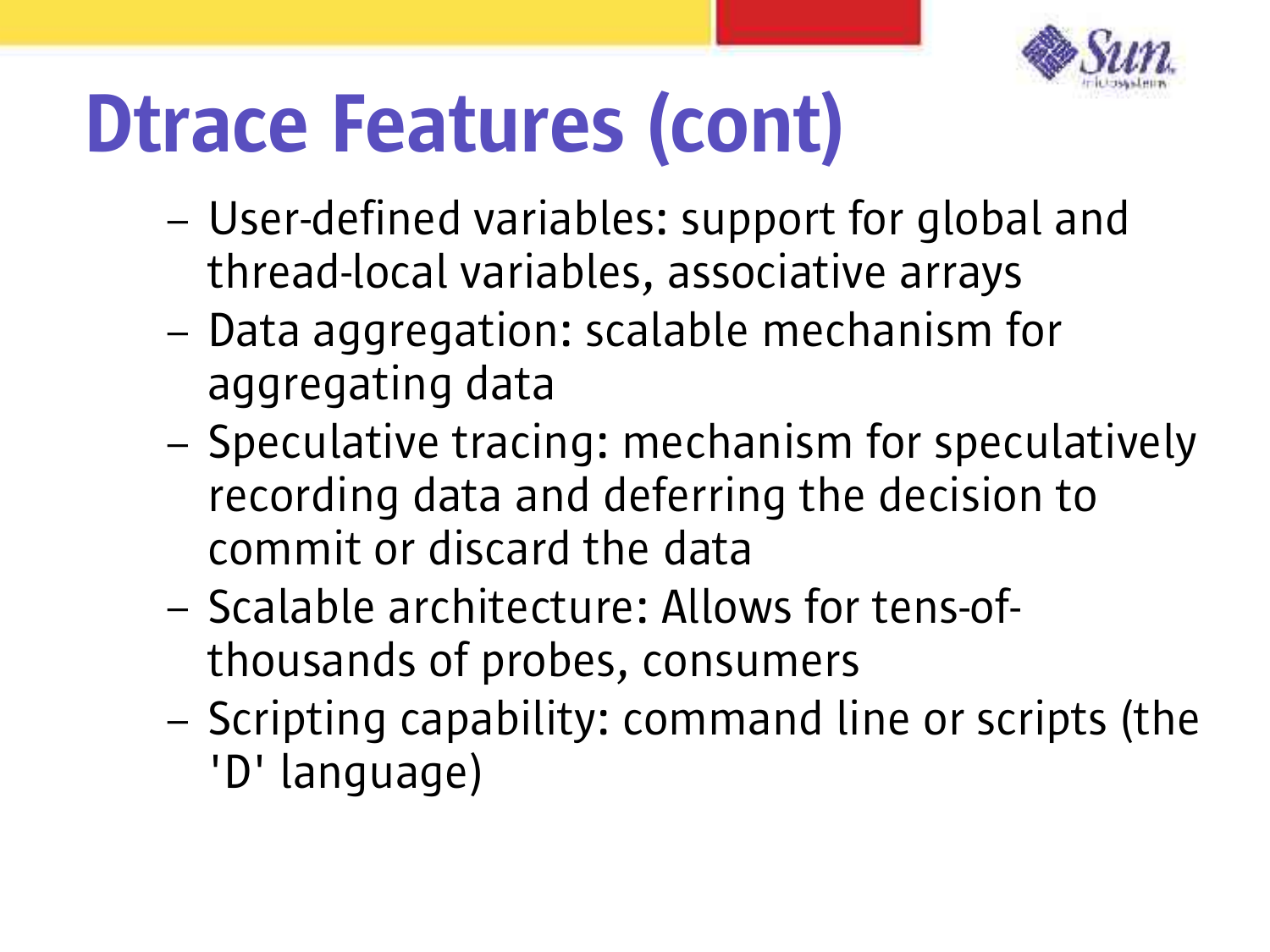# Dtrace Features (cont)

- User-defined variables: support for global and thread-local variables, associative arrays
- Data aggregation: scalable mechanism for aggregating data
- Speculative tracing: mechanism for speculatively recording data and deferring the decision to commit or discard the data
- Scalable architecture: Allows for tens-of-thousands of probes, consumers
- Scripting capability: command line or scripts (the 'D' language)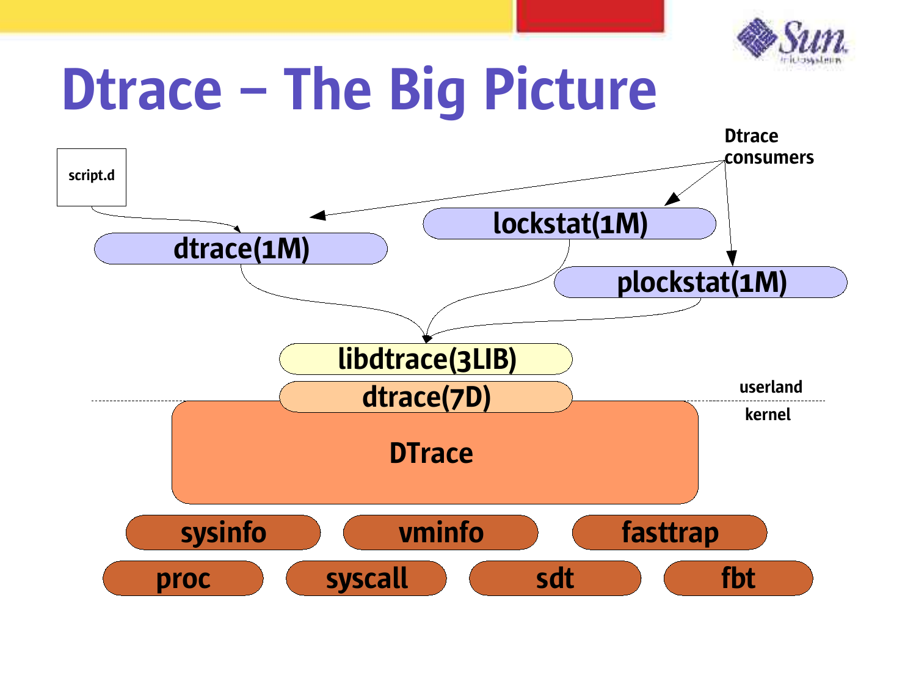# Dtrace – The Big Picture

script.d

Dtrace consumers

dtrace(1M)

lockstat(1M)

plockstat(1M)

libdtrace(3LIB)

dtrace(7D)

userland

kernel

DTrace

sysinfo

vminfo

fasttrap

proc

syscall

sdt

fbt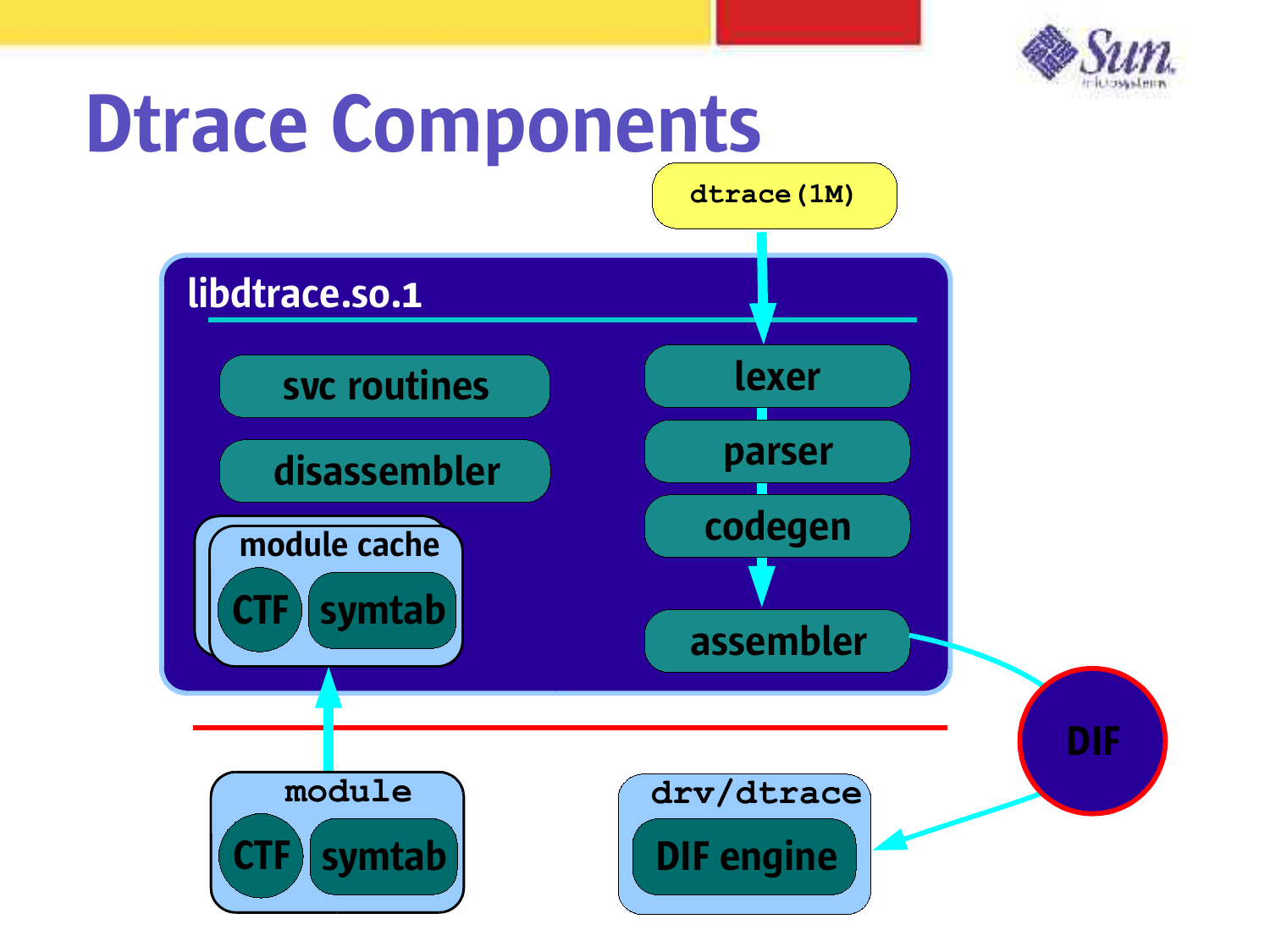# Dtrace Components

dtrace(1M)

libdtrace.so.1

svc routines

disassembler

module cache

CTF

symtab

lexer

parser

codegen

assembler

DIF

module

CTF

symtab

drv/dtrace

DIF engine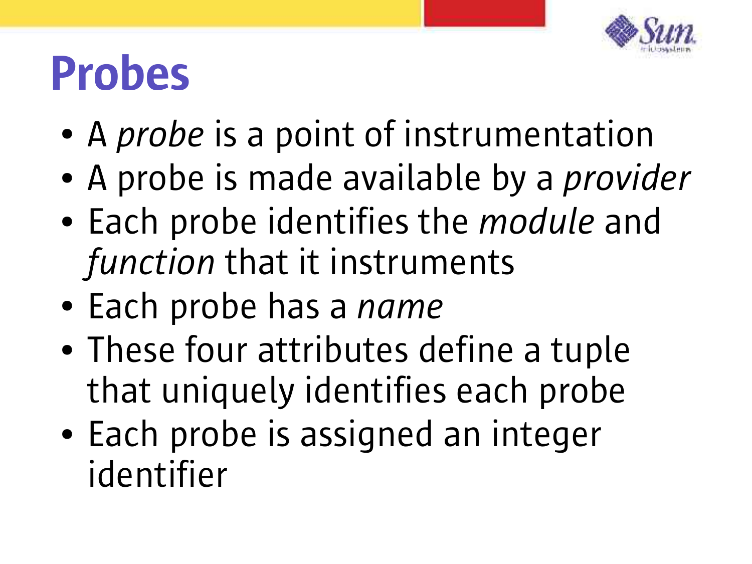# Probes

- A *probe* is a point of instrumentation
- A probe is made available by a *provider*
- Each probe identifies the *module* and *function* that it instruments
- Each probe has a *name*
- These four attributes define a tuple that uniquely identifies each probe
- Each probe is assigned an integer identifier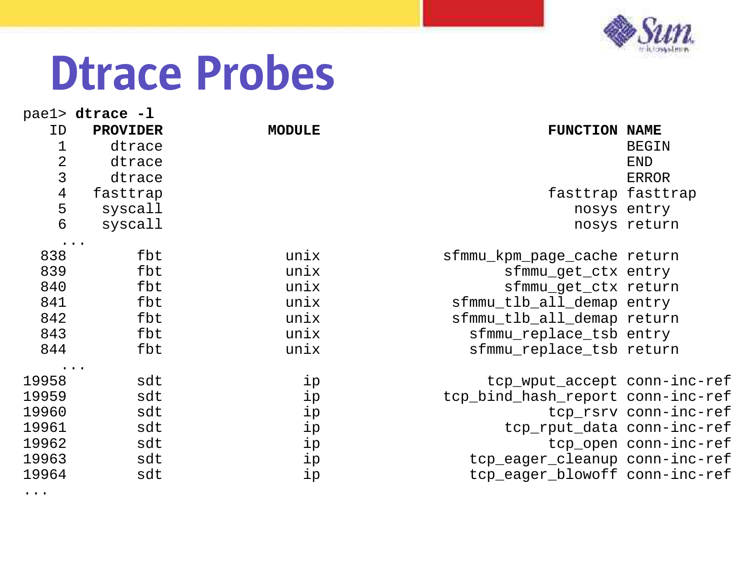# Dtrace Probes

```
pae1> dtrace -l
   ID   PROVIDER            MODULE                          FUNCTION NAME
    1     dtrace                                                     BEGIN
    2     dtrace                                                     END
    3     dtrace                                                     ERROR
    4   fasttrap                                            fasttrap fasttrap
    5    syscall                                               nosys entry
    6    syscall                                               nosys return
    ...
  838        fbt              unix                sfmmu_kpm_page_cache return
  839        fbt              unix                       sfmmu_get_ctx entry
  840        fbt              unix                       sfmmu_get_ctx return
  841        fbt              unix                 sfmmu_tlb_all_demap entry
  842        fbt              unix                 sfmmu_tlb_all_demap return
  843        fbt              unix                   sfmmu_replace_tsb entry
  844        fbt              unix                   sfmmu_replace_tsb return
    ...
19958        sdt                ip                    tcp_wput_accept conn-inc-ref
19959        sdt                ip                tcp_bind_hash_report conn-inc-ref
19960        sdt                ip                           tcp_rsrv conn-inc-ref
19961        sdt                ip                      tcp_rput_data conn-inc-ref
19962        sdt                ip                           tcp_open conn-inc-ref
19963        sdt                ip                   tcp_eager_cleanup conn-inc-ref
19964        sdt                ip                   tcp_eager_blowoff conn-inc-ref
...
```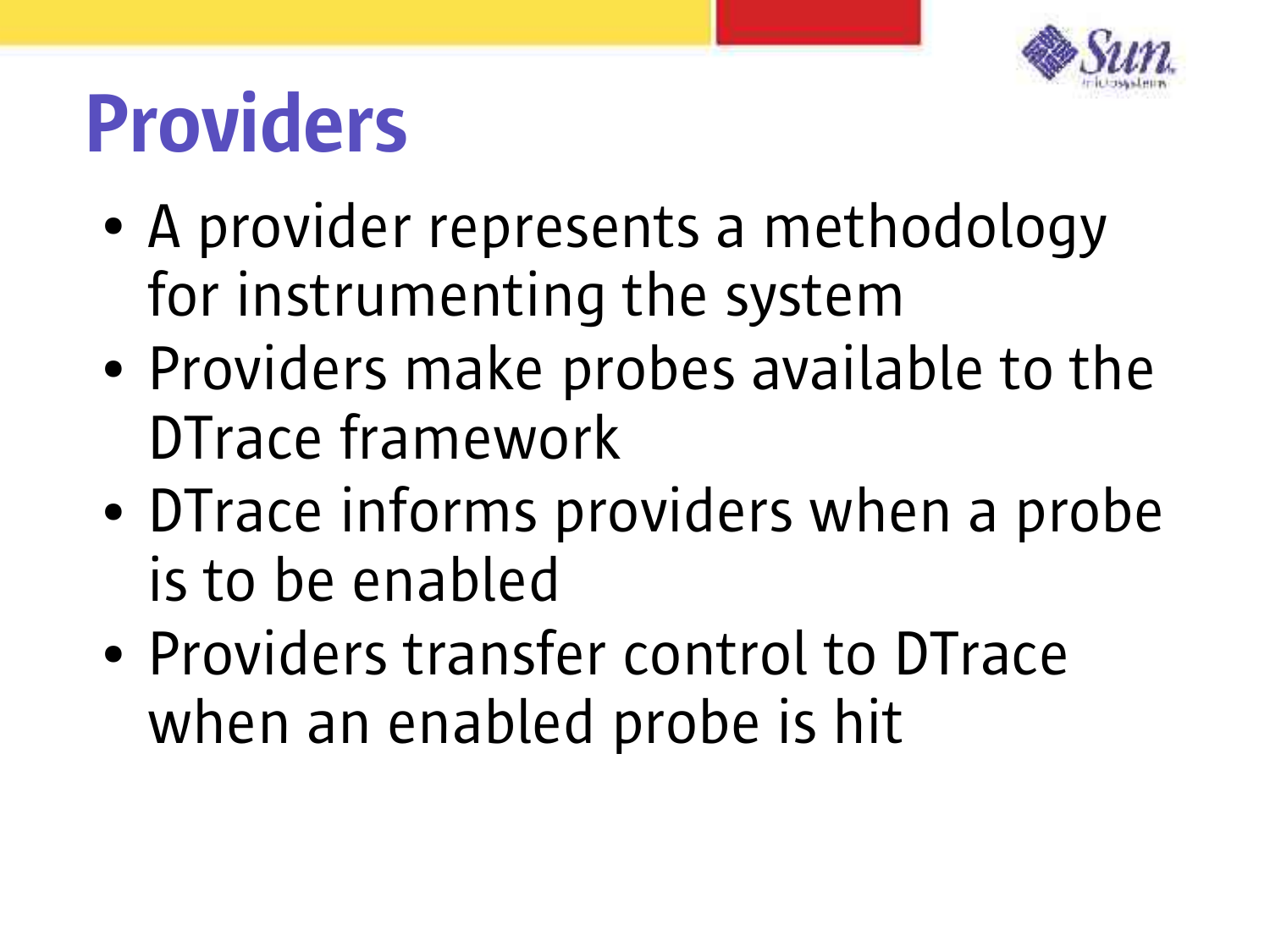# Providers

- A provider represents a methodology for instrumenting the system
- Providers make probes available to the DTrace framework
- DTrace informs providers when a probe is to be enabled
- Providers transfer control to DTrace when an enabled probe is hit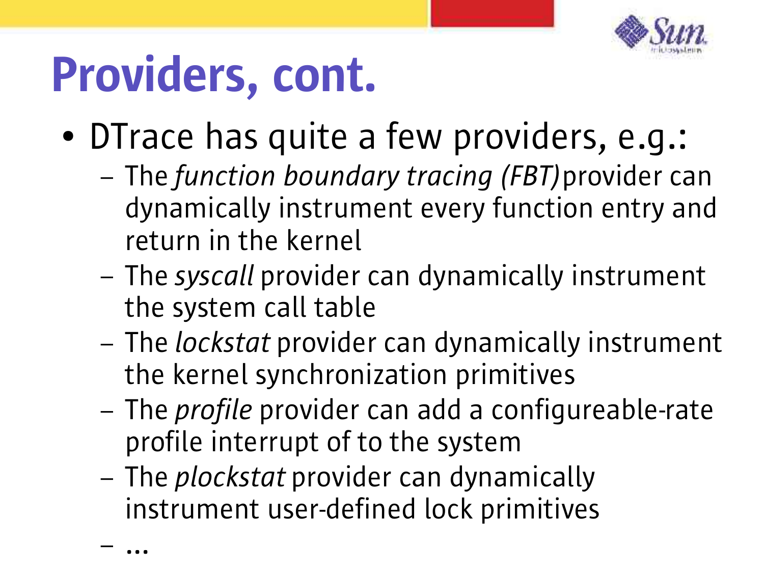# Providers, cont.

- DTrace has quite a few providers, e.g.:
  - The *function boundary tracing (FBT)* provider can dynamically instrument every function entry and return in the kernel
  - The *syscall* provider can dynamically instrument the system call table
  - The *lockstat* provider can dynamically instrument the kernel synchronization primitives
  - The *profile* provider can add a configureable-rate profile interrupt of to the system
  - The *plockstat* provider can dynamically instrument user-defined lock primitives
  - ...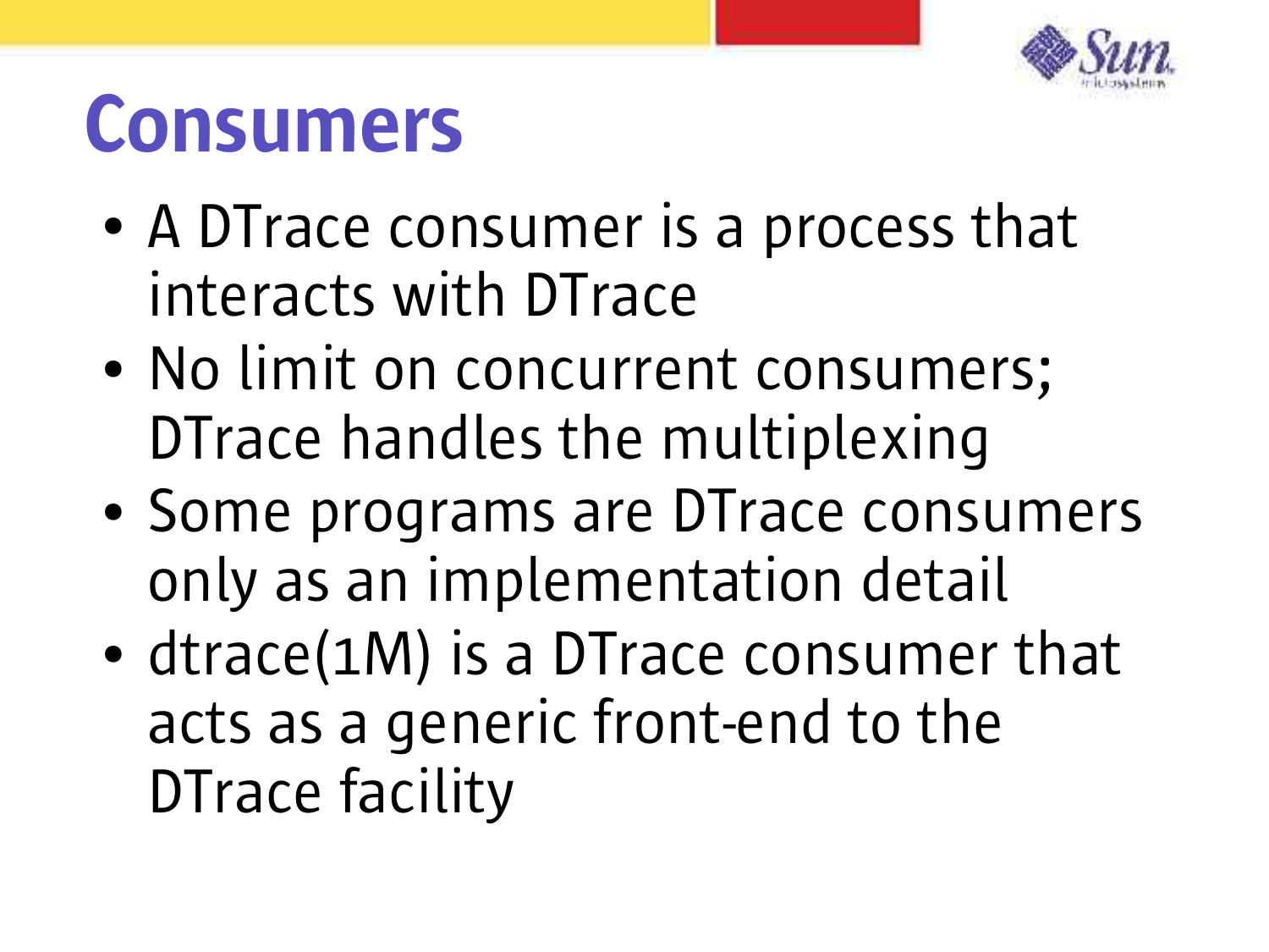# Consumers

- A DTrace consumer is a process that interacts with DTrace
- No limit on concurrent consumers; DTrace handles the multiplexing
- Some programs are DTrace consumers only as an implementation detail
- dtrace(1M) is a DTrace consumer that acts as a generic front-end to the DTrace facility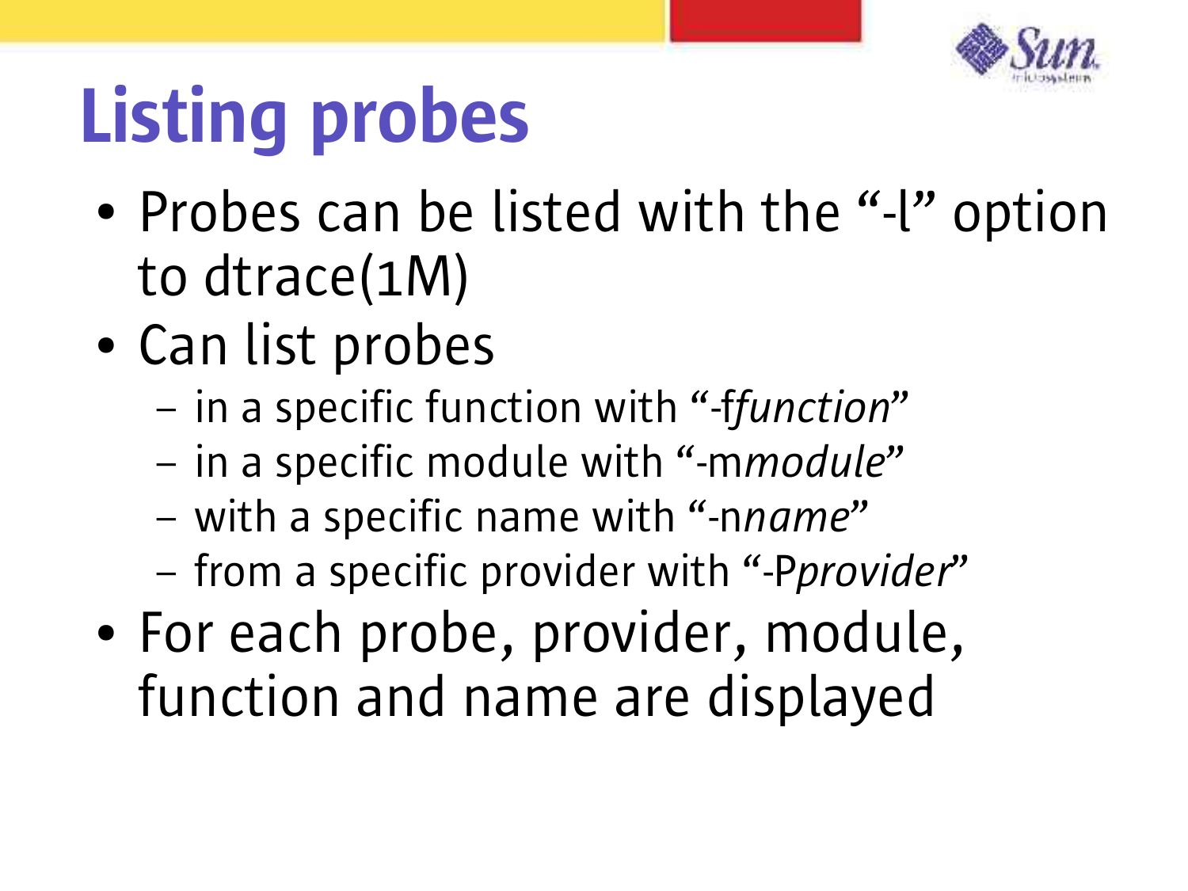# Listing probes

- Probes can be listed with the "-l" option to dtrace(1M)
- Can list probes
  - in a specific function with "-f*function*"
  - in a specific module with "-m*module*"
  - with a specific name with "-n*name*"
  - from a specific provider with "-P*provider*"
- For each probe, provider, module, function and name are displayed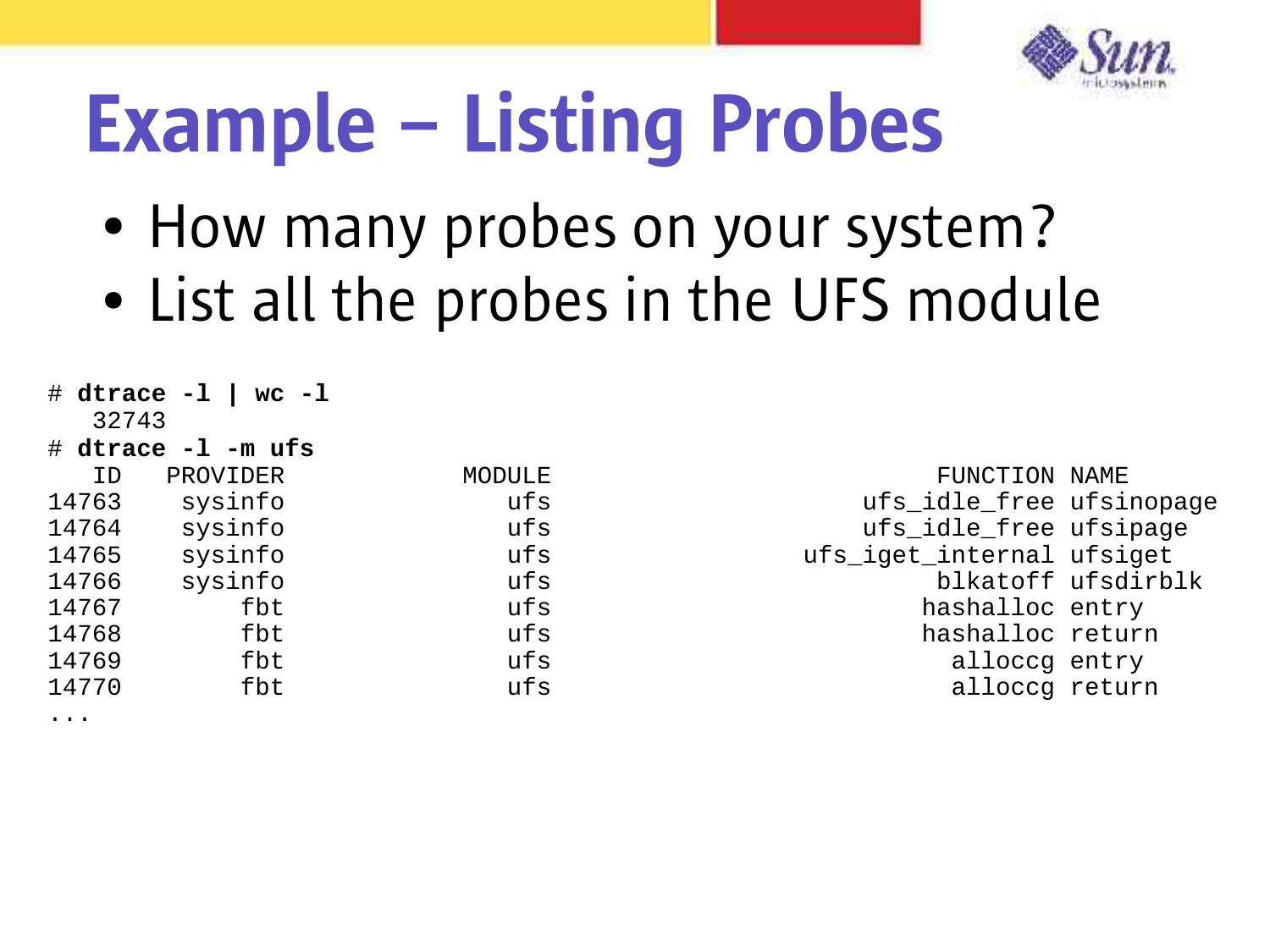# Example – Listing Probes

- How many probes on your system?
- List all the probes in the UFS module

```
# dtrace -l | wc -l
   32743
# dtrace -l -m ufs
   ID   PROVIDER            MODULE                          FUNCTION NAME
14763    sysinfo               ufs                     ufs_idle_free ufsinopage
14764    sysinfo               ufs                     ufs_idle_free ufsipage
14765    sysinfo               ufs                 ufs_iget_internal ufsiget
14766    sysinfo               ufs                          blkatoff ufsdirblk
14767        fbt               ufs                         hashalloc entry
14768        fbt               ufs                         hashalloc return
14769        fbt               ufs                           alloccg entry
14770        fbt               ufs                           alloccg return
...
```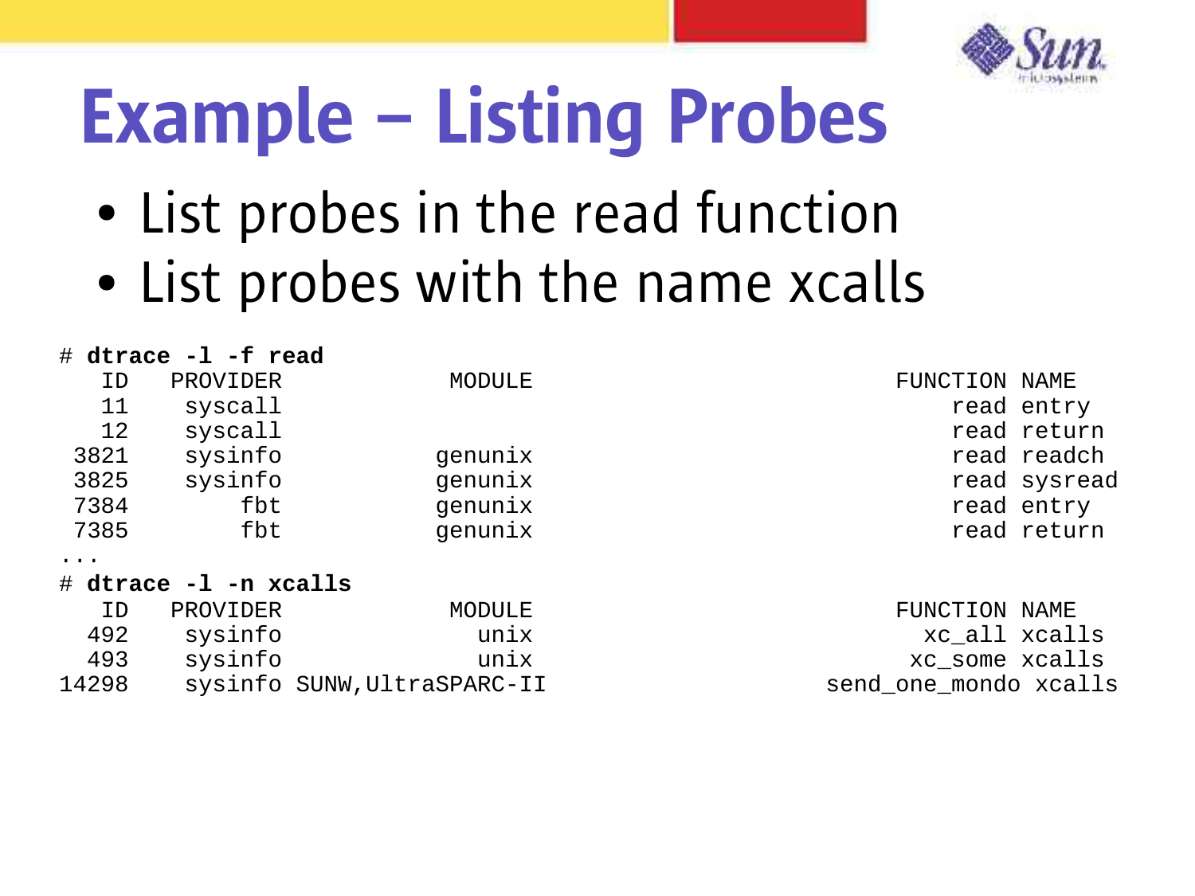# Example – Listing Probes

- List probes in the read function
- List probes with the name xcalls

```
# dtrace -l -f read
   ID   PROVIDER            MODULE                          FUNCTION NAME
   11    syscall                                                read entry
   12    syscall                                                read return
 3821    sysinfo           genunix                              read readch
 3825    sysinfo           genunix                              read sysread
 7384        fbt           genunix                              read entry
 7385        fbt           genunix                              read return
...
# dtrace -l -n xcalls
   ID   PROVIDER            MODULE                          FUNCTION NAME
  492    sysinfo              unix                            xc_all xcalls
  493    sysinfo              unix                           xc_some xcalls
14298    sysinfo SUNW,UltraSPARC-II                    send_one_mondo xcalls
```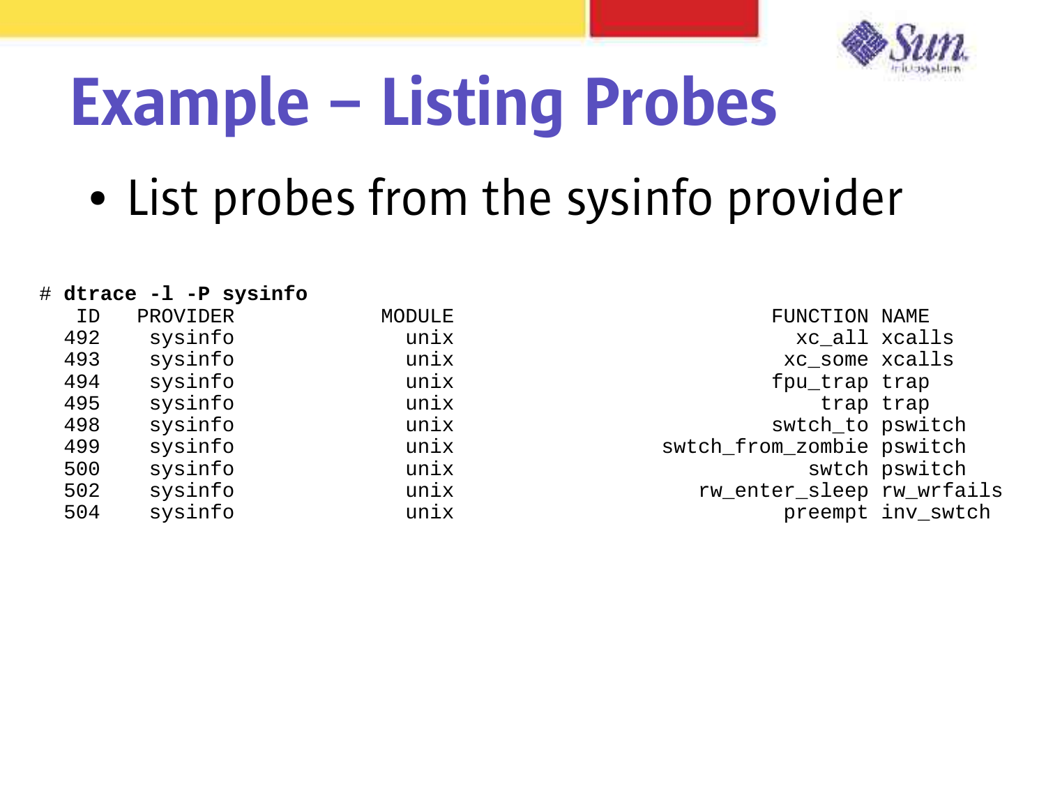# Example – Listing Probes

- List probes from the sysinfo provider

```
# dtrace -l -P sysinfo
   ID   PROVIDER            MODULE                          FUNCTION NAME
  492    sysinfo              unix                            xc_all xcalls
  493    sysinfo              unix                           xc_some xcalls
  494    sysinfo              unix                          fpu_trap trap
  495    sysinfo              unix                              trap trap
  498    sysinfo              unix                          swtch_to pswitch
  499    sysinfo              unix                 swtch_from_zombie pswitch
  500    sysinfo              unix                             swtch pswitch
  502    sysinfo              unix                    rw_enter_sleep rw_wrfails
  504    sysinfo              unix                           preempt inv_swtch
```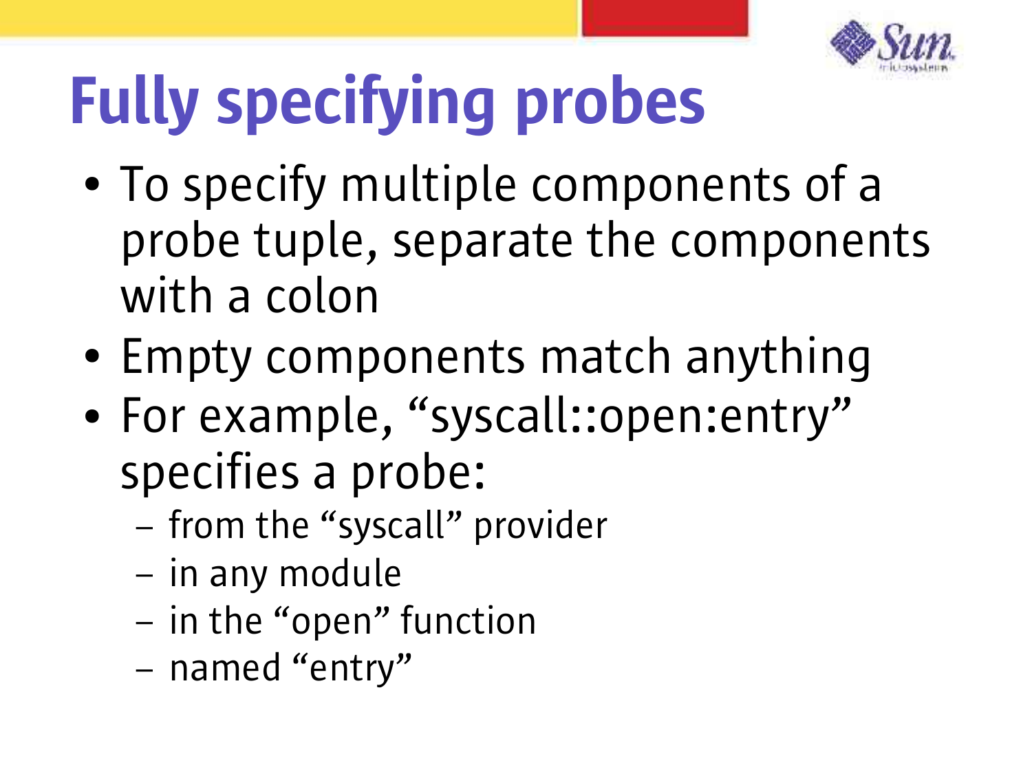# Fully specifying probes

- To specify multiple components of a probe tuple, separate the components with a colon
- Empty components match anything
- For example, “syscall::open:entry” specifies a probe:
  - from the “syscall” provider
  - in any module
  - in the “open” function
  - named “entry”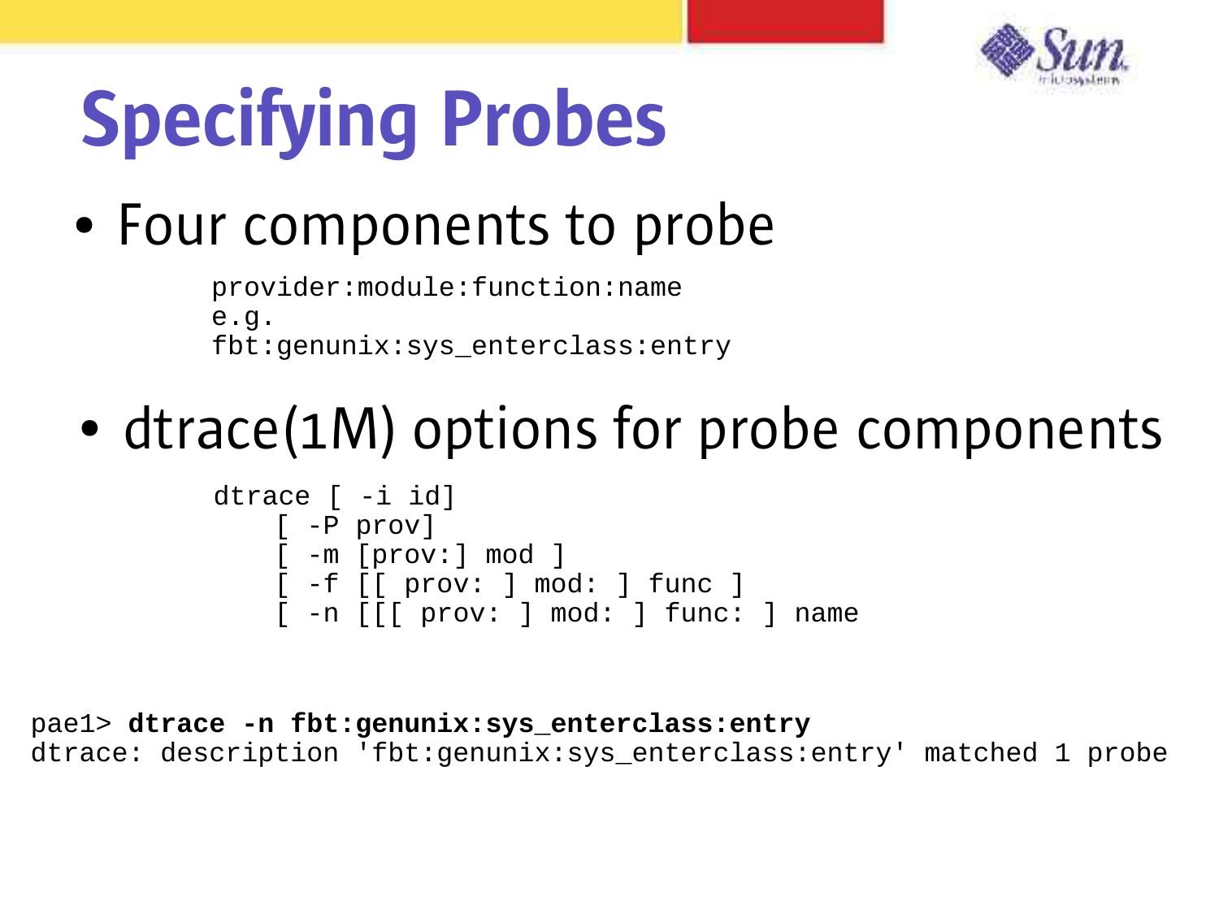# Specifying Probes

- Four components to probe

```
provider:module:function:name
e.g.
fbt:genunix:sys_enterclass:entry
```

- dtrace(1M) options for probe components

```
dtrace [ -i id]
    [ -P prov]
    [ -m [prov:] mod ]
    [ -f [[ prov: ] mod: ] func ]
    [ -n [[[ prov: ] mod: ] func: ] name
```

```
pae1> dtrace -n fbt:genunix:sys_enterclass:entry
dtrace: description 'fbt:genunix:sys_enterclass:entry' matched 1 probe
```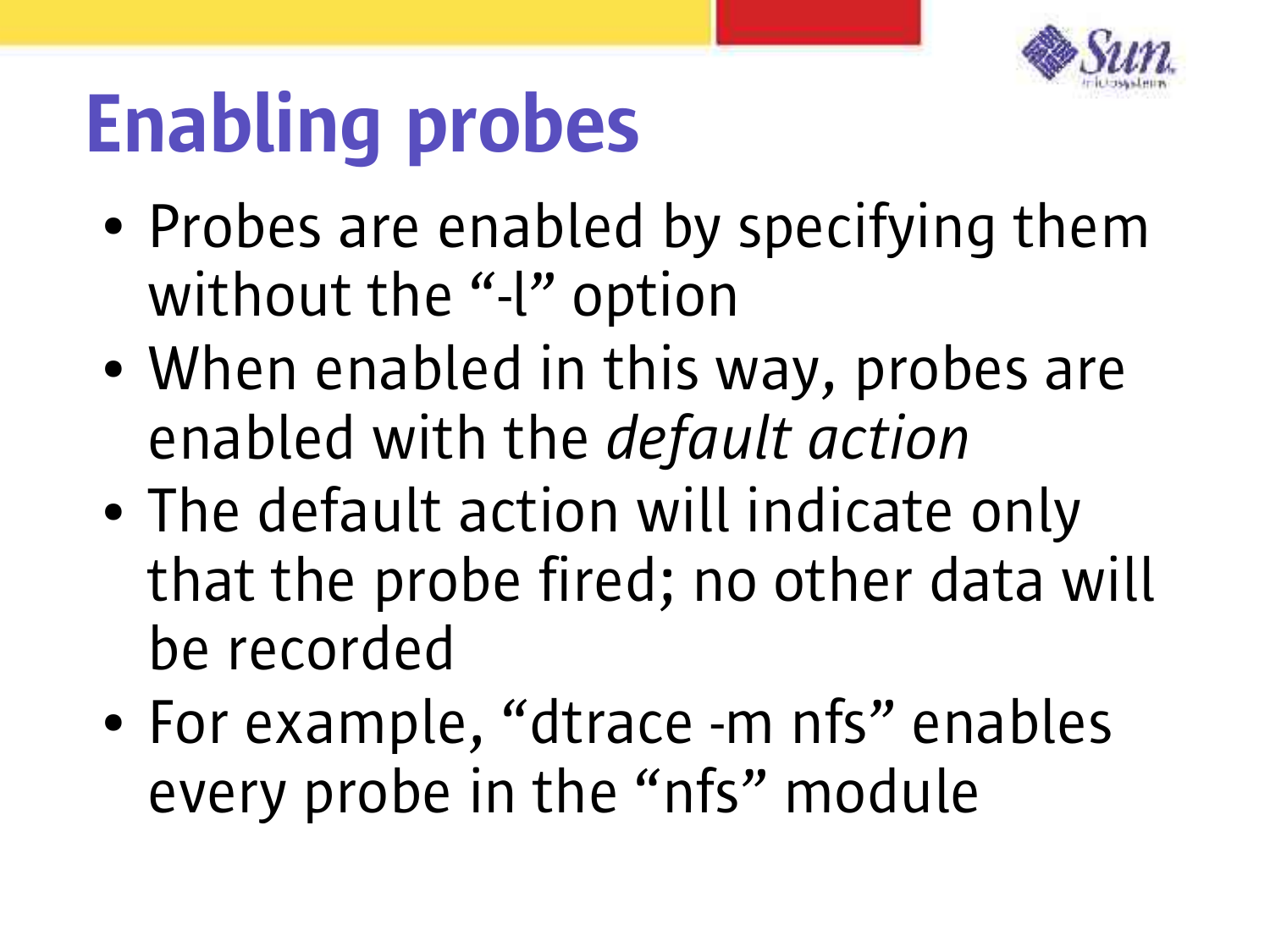# Enabling probes

- Probes are enabled by specifying them without the “-l” option
- When enabled in this way, probes are enabled with the *default action*
- The default action will indicate only that the probe fired; no other data will be recorded
- For example, “dtrace -m nfs” enables every probe in the “nfs” module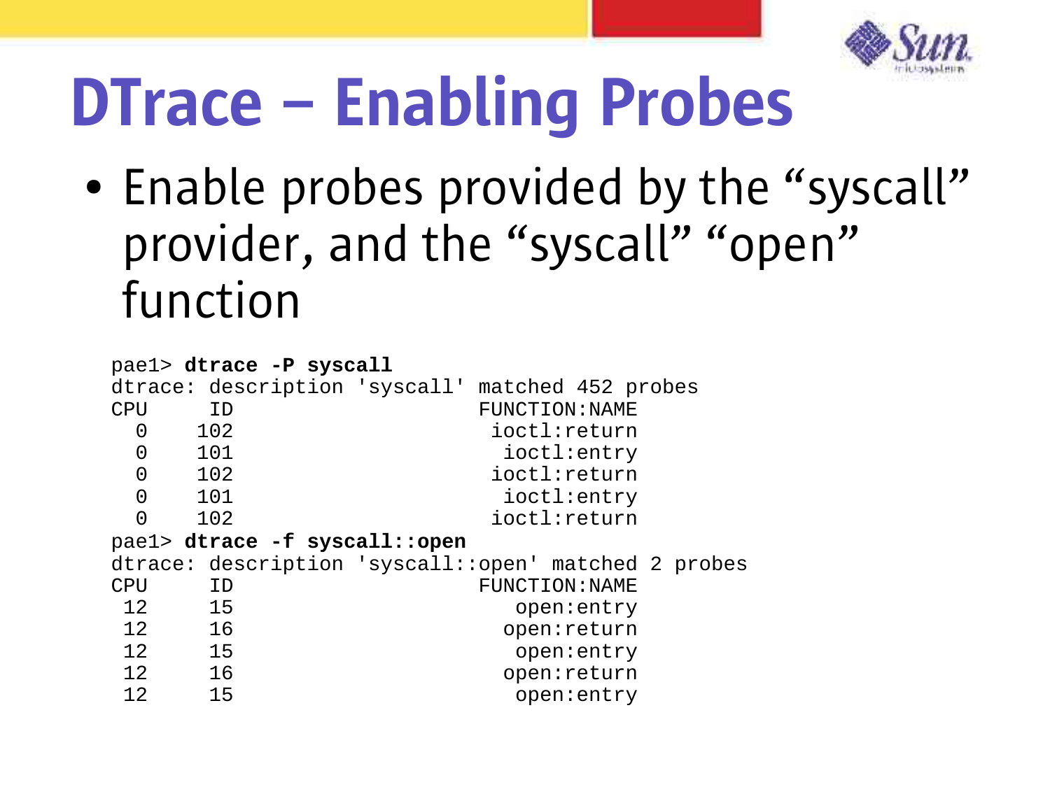# DTrace – Enabling Probes

- Enable probes provided by the "syscall" provider, and the "syscall" "open" function

```
pae1> dtrace -P syscall
dtrace: description 'syscall' matched 452 probes
CPU     ID                    FUNCTION:NAME
  0    102                     ioctl:return
  0    101                      ioctl:entry
  0    102                     ioctl:return
  0    101                      ioctl:entry
  0    102                     ioctl:return
pae1> dtrace -f syscall::open
dtrace: description 'syscall::open' matched 2 probes
CPU     ID                    FUNCTION:NAME
 12     15                       open:entry
 12     16                      open:return
 12     15                       open:entry
 12     16                      open:return
 12     15                       open:entry
```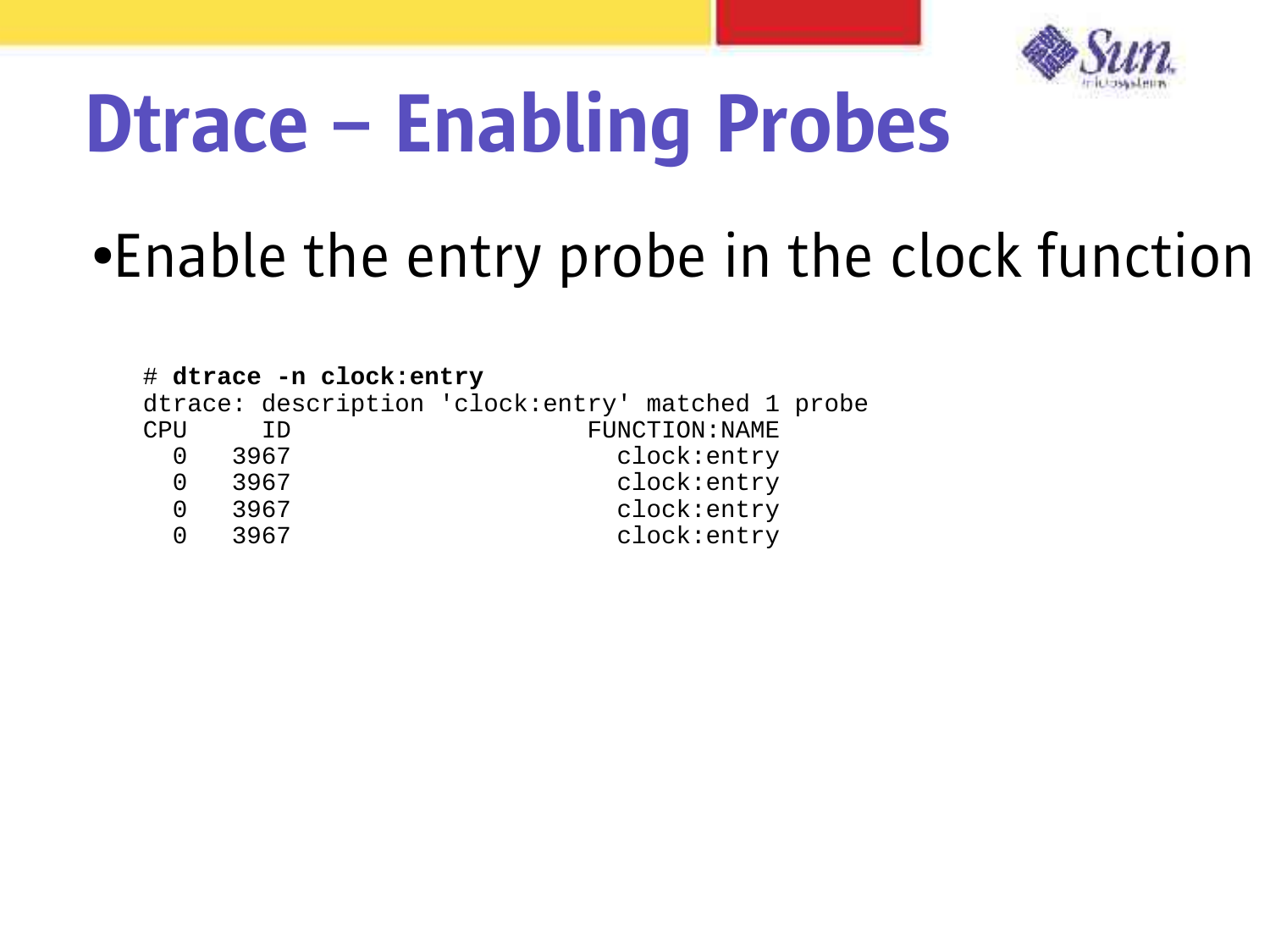# Dtrace – Enabling Probes

- Enable the entry probe in the clock function

```
# dtrace -n clock:entry
dtrace: description 'clock:entry' matched 1 probe
CPU     ID                    FUNCTION:NAME
  0   3967                      clock:entry
  0   3967                      clock:entry
  0   3967                      clock:entry
  0   3967                      clock:entry
```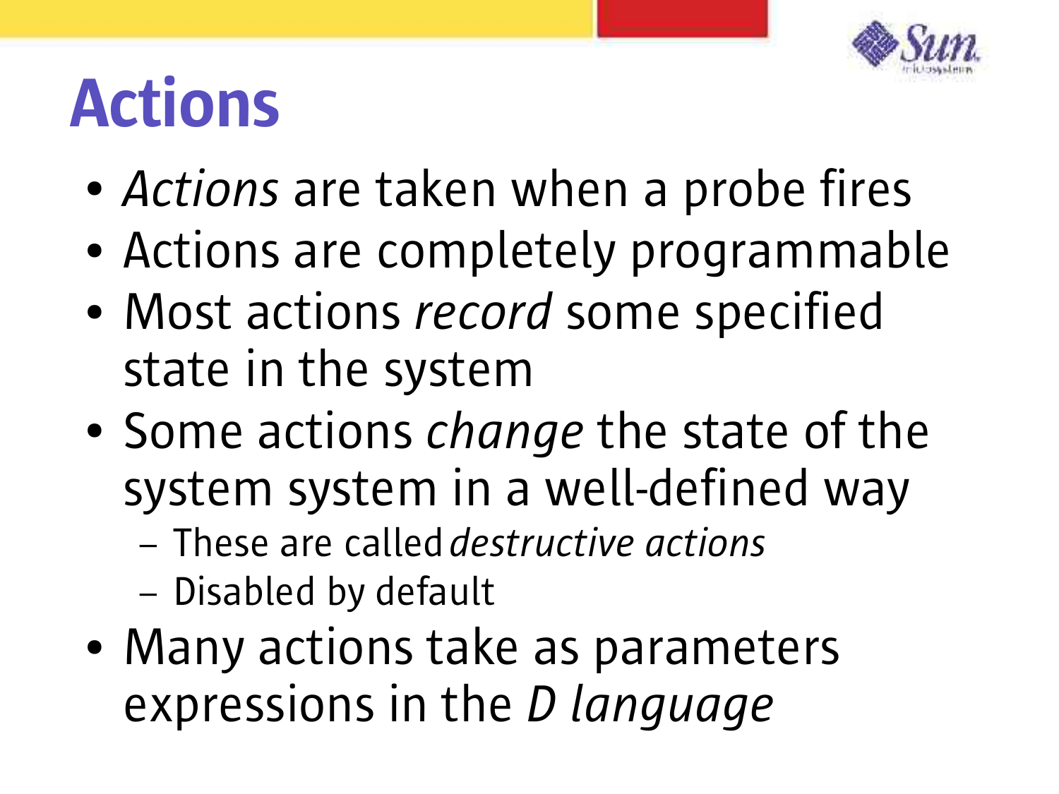# Actions

- *Actions* are taken when a probe fires
- Actions are completely programmable
- Most actions *record* some specified state in the system
- Some actions *change* the state of the system system in a well-defined way
  - These are called *destructive actions*
  - Disabled by default
- Many actions take as parameters expressions in the *D language*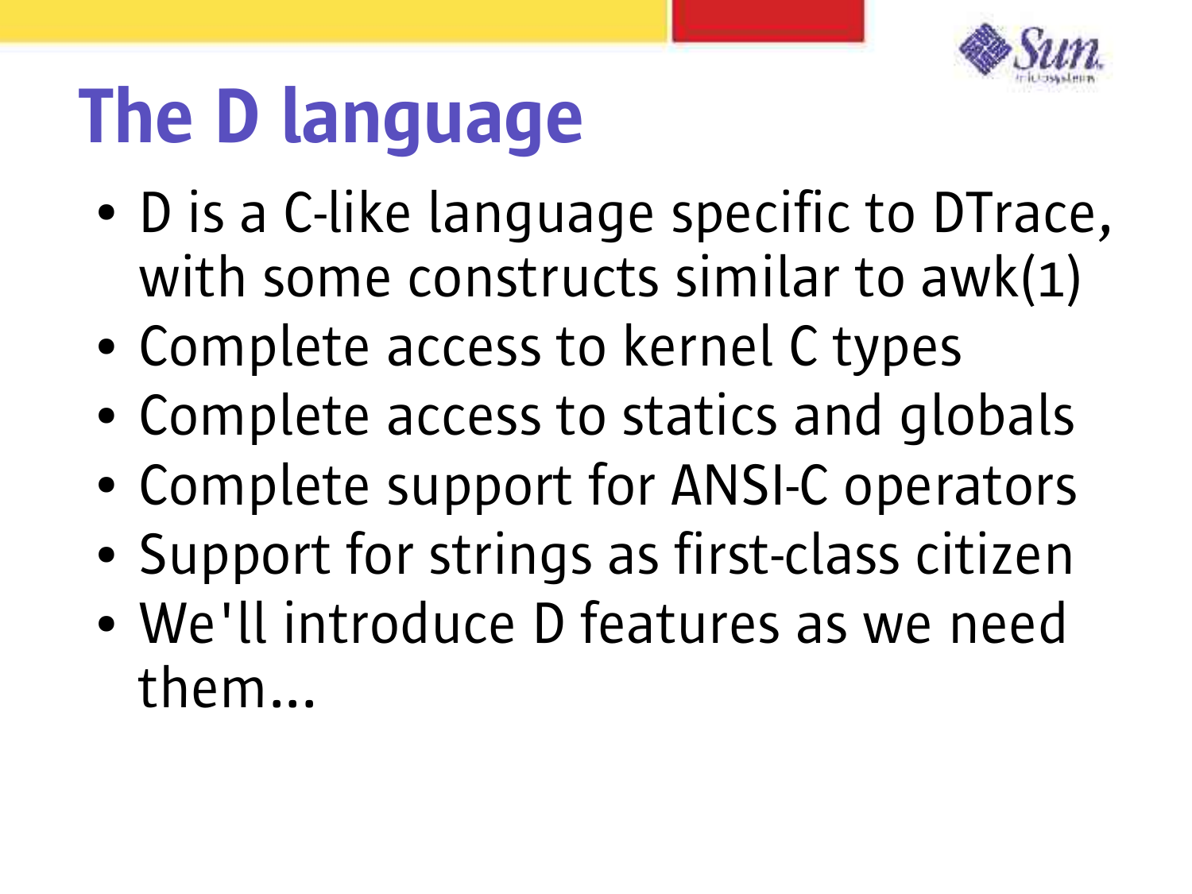# The D language

- D is a C-like language specific to DTrace, with some constructs similar to awk(1)
- Complete access to kernel C types
- Complete access to statics and globals
- Complete support for ANSI-C operators
- Support for strings as first-class citizen
- We'll introduce D features as we need them...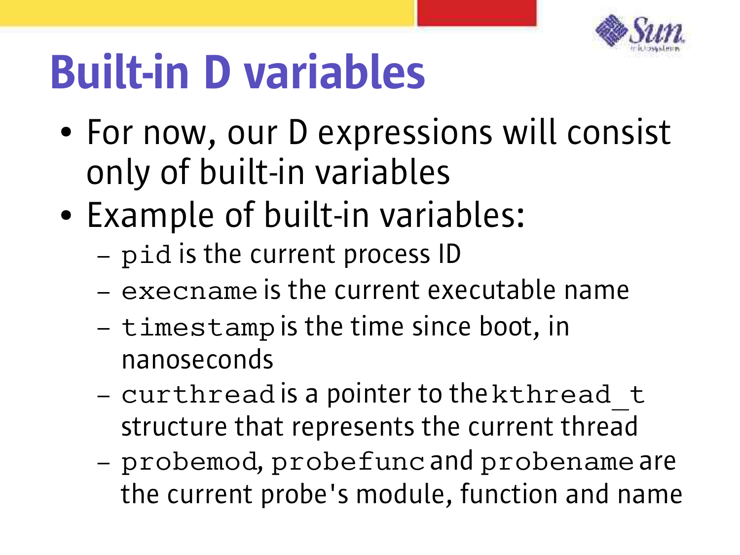# Built-in D variables

- For now, our D expressions will consist only of built-in variables
- Example of built-in variables:
  - `pid` is the current process ID
  - `execname` is the current executable name
  - `timestamp` is the time since boot, in nanoseconds
  - `curthread` is a pointer to the `kthread_t` structure that represents the current thread
  - `probemod`, `probefunc` and `probename` are the current probe's module, function and name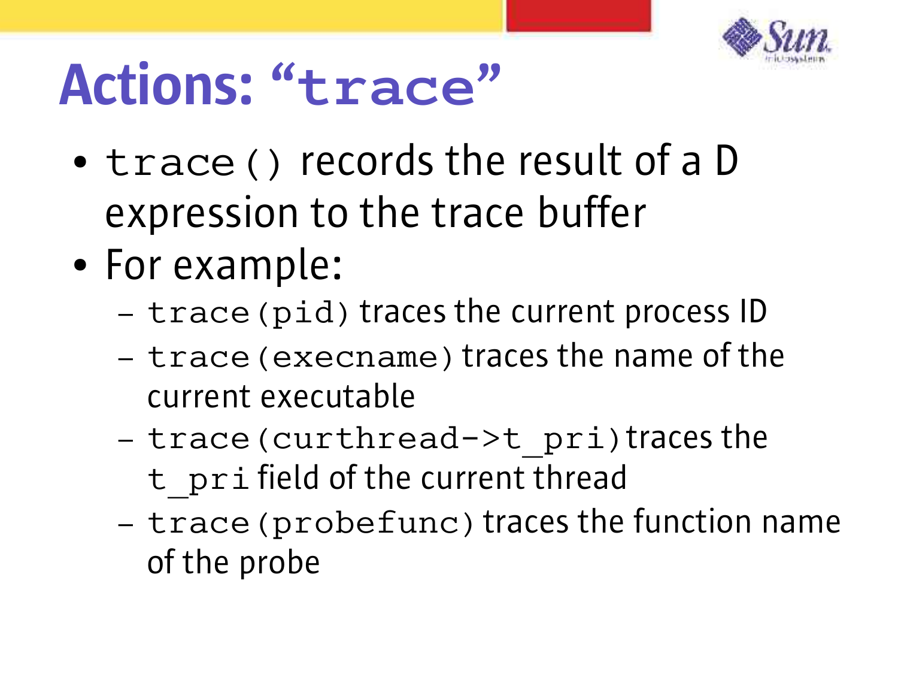# Actions: “`trace`”

- `trace()` records the result of a D expression to the trace buffer
- For example:
  - `trace(pid)` traces the current process ID
  - `trace(execname)` traces the name of the current executable
  - `trace(curthread->t_pri)` traces the `t_pri` field of the current thread
  - `trace(probefunc)` traces the function name of the probe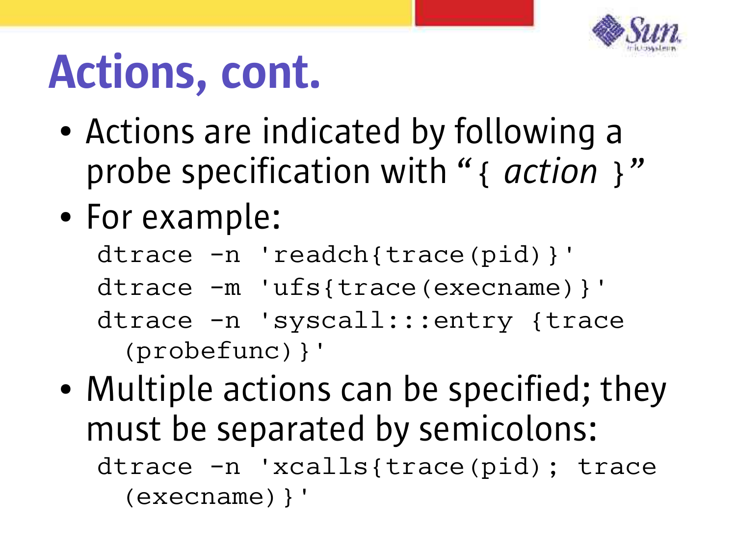# Actions, cont.

- Actions are indicated by following a probe specification with "{ *action* }"
- For example:

```
dtrace -n 'readch{trace(pid)}'
dtrace -m 'ufs{trace(execname)}'
dtrace -n 'syscall:::entry {trace
  (probefunc)}'
```

- Multiple actions can be specified; they must be separated by semicolons:

```
dtrace -n 'xcalls{trace(pid); trace
  (execname)}'
```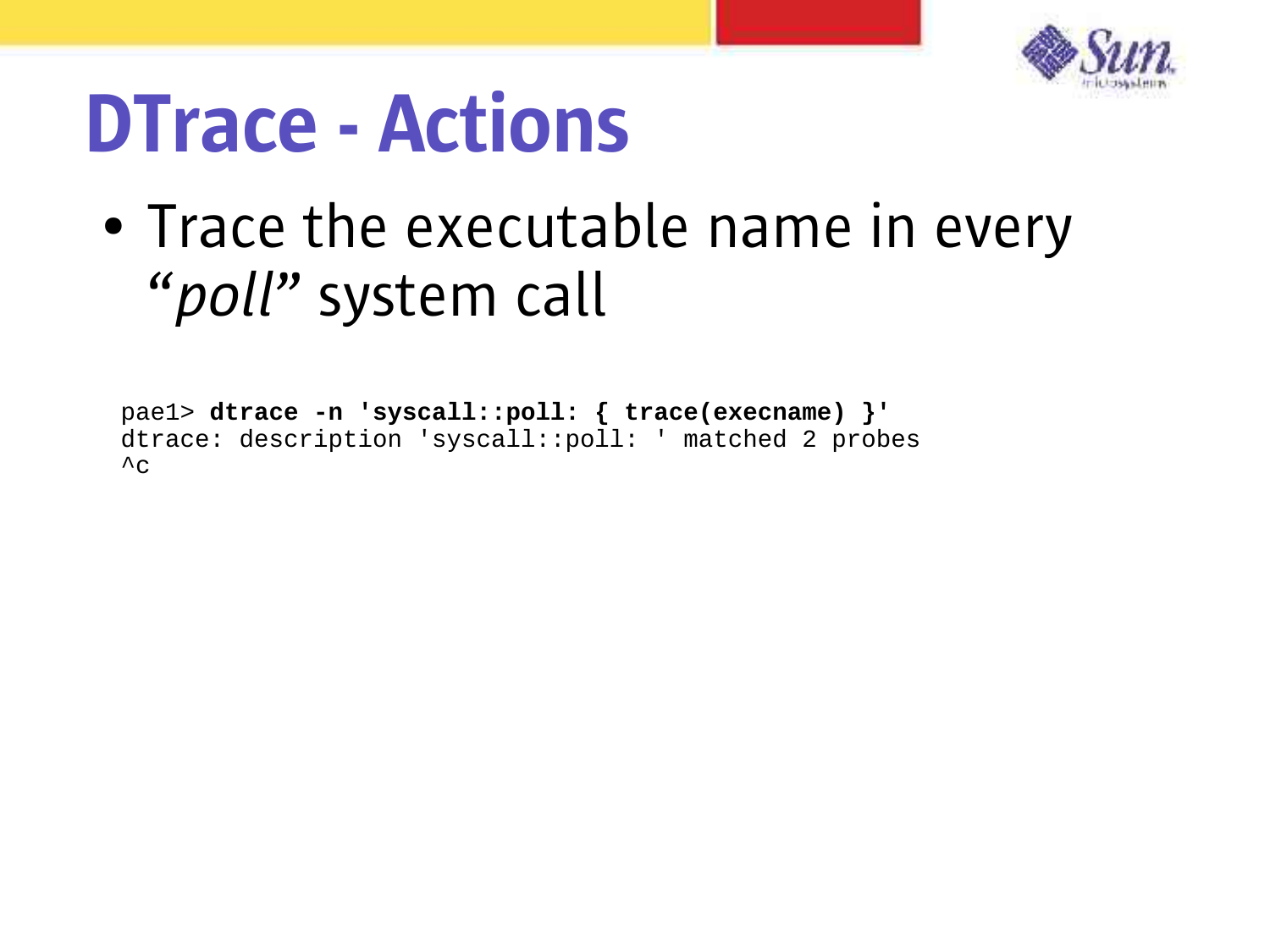# DTrace - Actions

- Trace the executable name in every "*poll*" system call

```
pae1> dtrace -n 'syscall::poll: { trace(execname) }'
dtrace: description 'syscall::poll: ' matched 2 probes
^C
```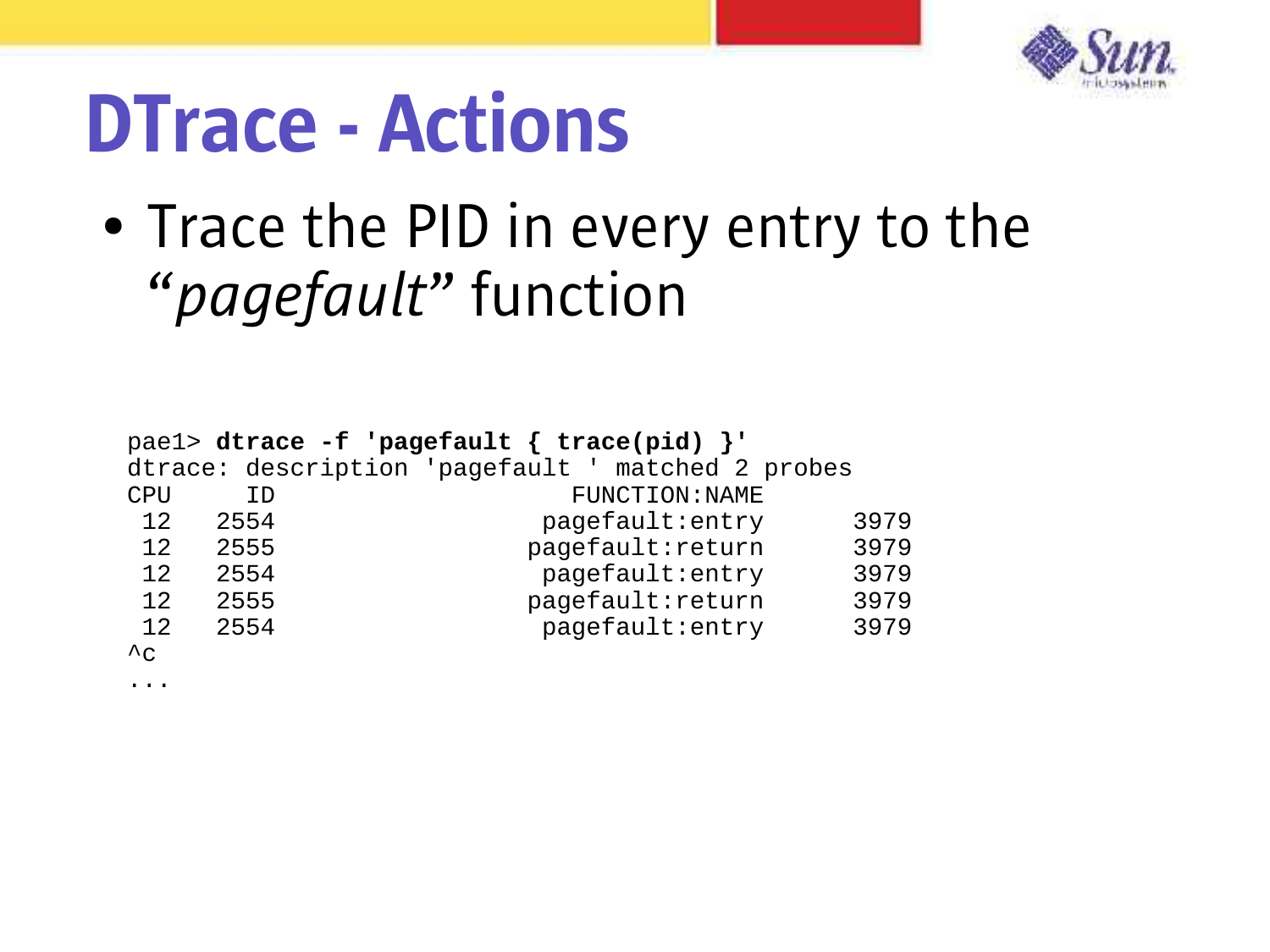# DTrace - Actions

- Trace the PID in every entry to the "*pagefault*" function

```
pae1> dtrace -f 'pagefault { trace(pid) }'
dtrace: description 'pagefault ' matched 2 probes
CPU     ID                    FUNCTION:NAME
 12   2554                  pagefault:entry       3979
 12   2555                 pagefault:return       3979
 12   2554                  pagefault:entry       3979
 12   2555                 pagefault:return       3979
 12   2554                  pagefault:entry       3979
^C
...
```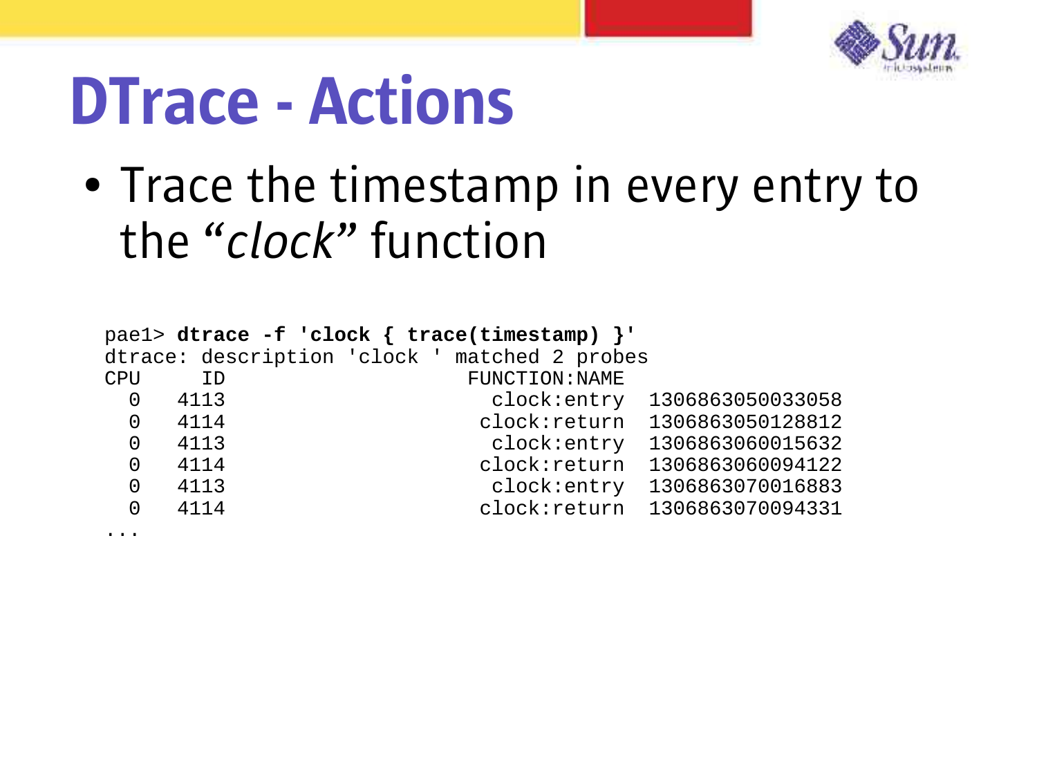# DTrace - Actions

- Trace the timestamp in every entry to the "*clock*" function

```
pae1> dtrace -f 'clock { trace(timestamp) }'
dtrace: description 'clock ' matched 2 probes
CPU     ID                    FUNCTION:NAME
  0   4113                     clock:entry  1306863050033058
  0   4114                    clock:return  1306863050128812
  0   4113                     clock:entry  1306863060015632
  0   4114                    clock:return  1306863060094122
  0   4113                     clock:entry  1306863070016883
  0   4114                    clock:return  1306863070094331
...
```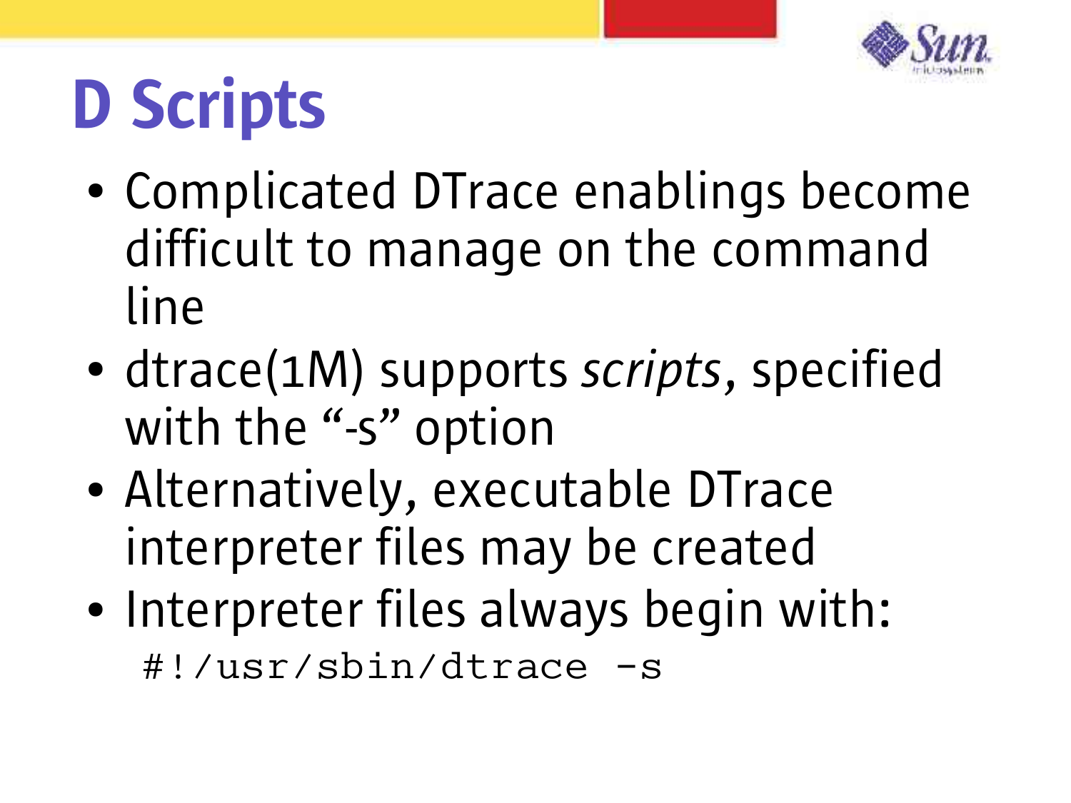# D Scripts

- Complicated DTrace enablings become difficult to manage on the command line
- dtrace(1M) supports *scripts*, specified with the "-s" option
- Alternatively, executable DTrace interpreter files may be created
- Interpreter files always begin with:

```
#!/usr/sbin/dtrace -s
```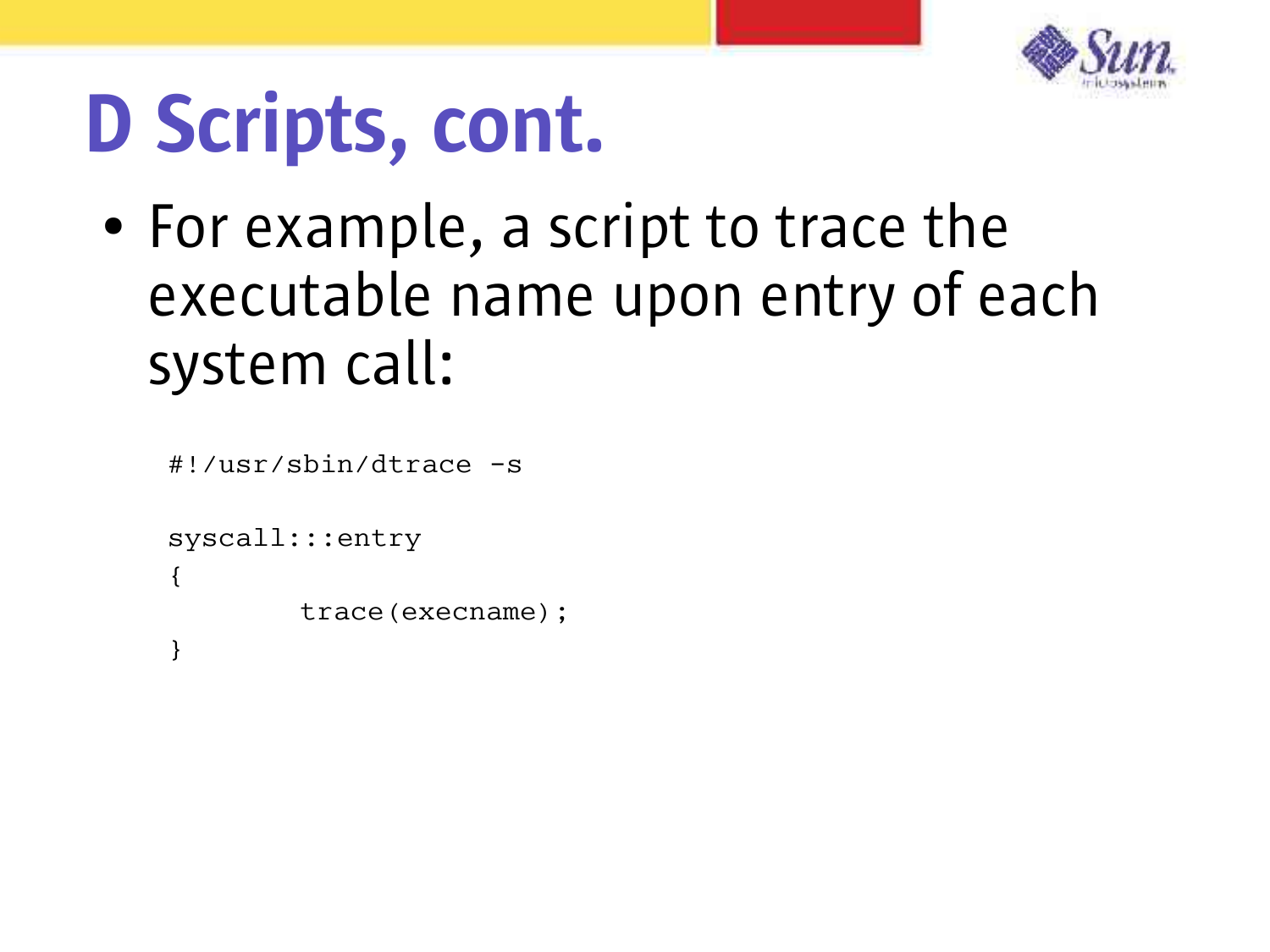# D Scripts, cont.

- For example, a script to trace the executable name upon entry of each system call:

```
#!/usr/sbin/dtrace -s

syscall:::entry
{
        trace(execname);
}
```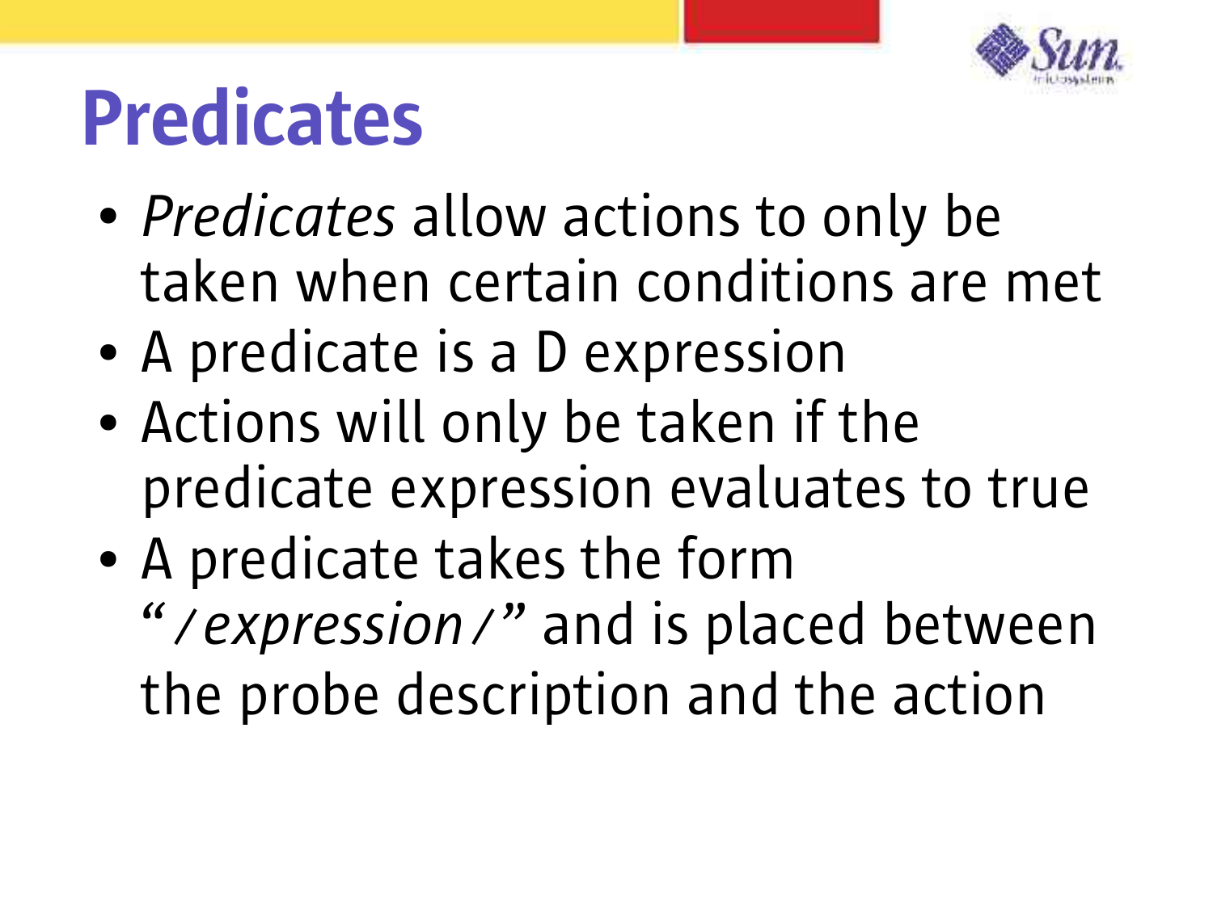# Predicates

- *Predicates* allow actions to only be taken when certain conditions are met
- A predicate is a D expression
- Actions will only be taken if the predicate expression evaluates to true
- A predicate takes the form "*/expression/*" and is placed between the probe description and the action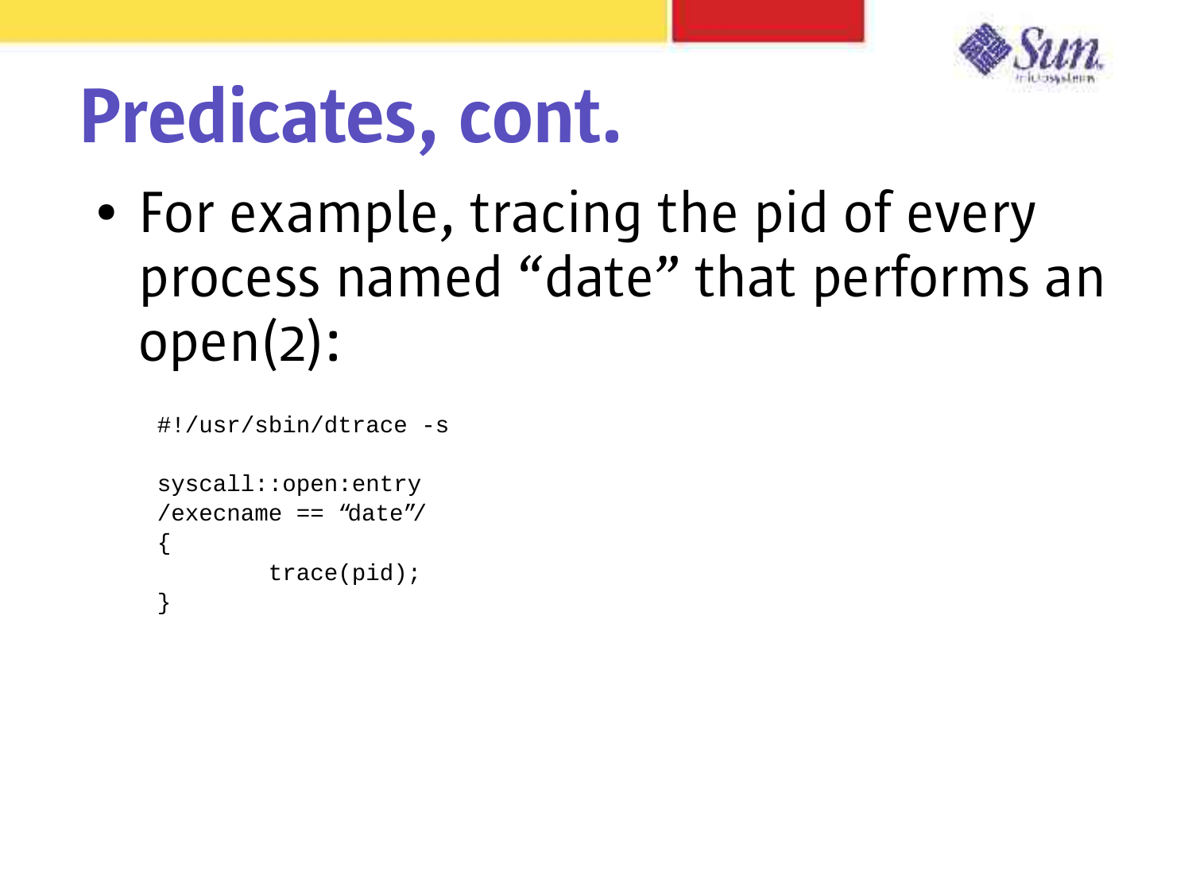# Predicates, cont.

- For example, tracing the pid of every process named “date” that performs an open(2):

```
#!/usr/sbin/dtrace -s

syscall::open:entry
/execname == “date”/
{
        trace(pid);
}
```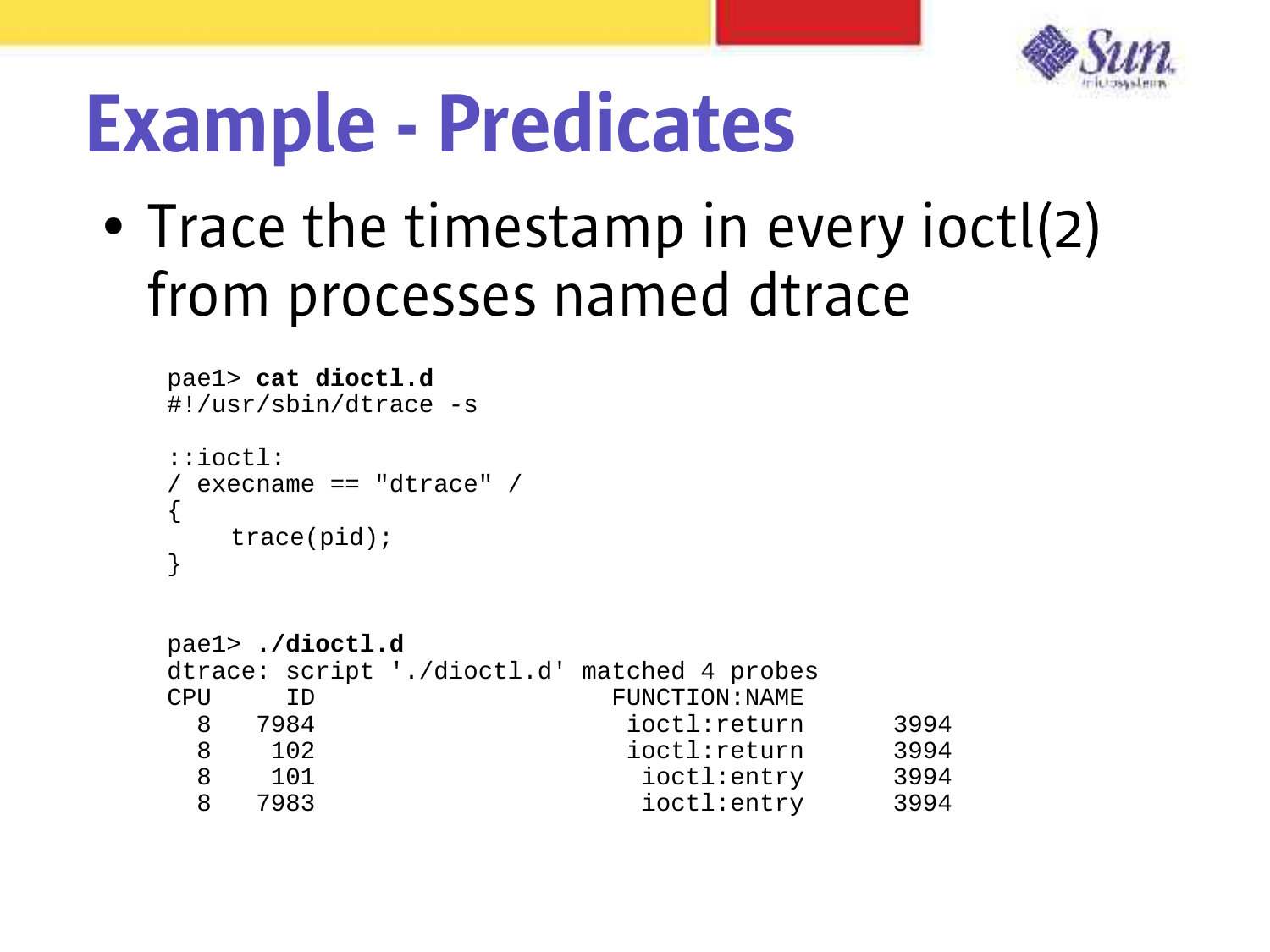# Example - Predicates

- Trace the timestamp in every ioctl(2) from processes named dtrace

```
pae1> cat dioctl.d
#!/usr/sbin/dtrace -s

::ioctl:
/ execname == "dtrace" /
{
    trace(pid);
}


pae1> ./dioctl.d
dtrace: script './dioctl.d' matched 4 probes
CPU     ID                    FUNCTION:NAME
  8   7984                     ioctl:return      3994
  8    102                     ioctl:return      3994
  8    101                      ioctl:entry      3994
  8   7983                      ioctl:entry      3994
```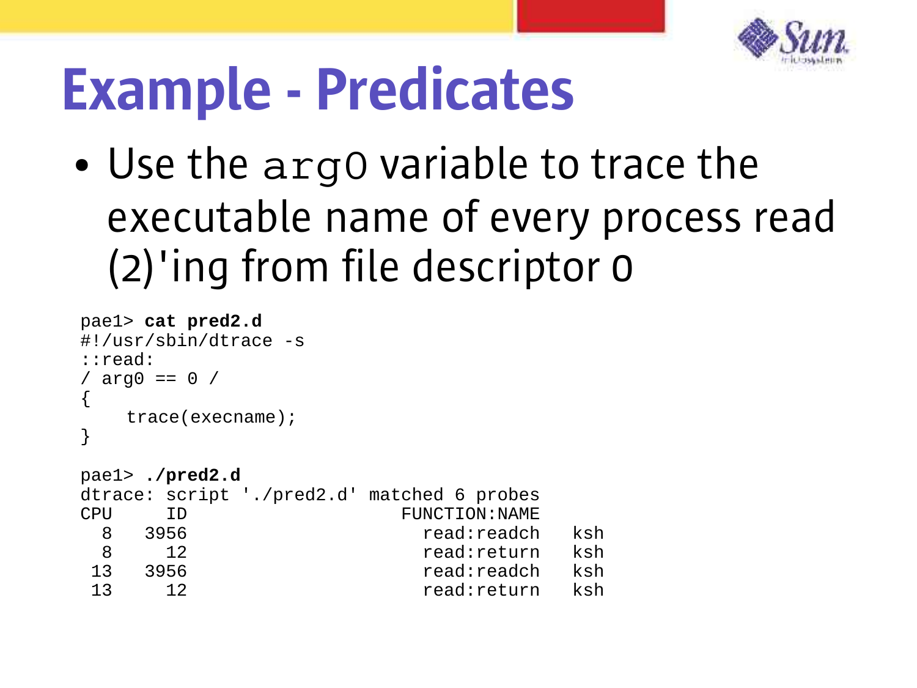# Example - Predicates

- Use the `arg0` variable to trace the executable name of every process read (2)'ing from file descriptor 0

```
pae1> cat pred2.d
#!/usr/sbin/dtrace -s
::read:
/ arg0 == 0 /
{
    trace(execname);
}

pae1> ./pred2.d
dtrace: script './pred2.d' matched 6 probes
CPU     ID                    FUNCTION:NAME
  8   3956                      read:readch   ksh
  8     12                      read:return   ksh
 13   3956                      read:readch   ksh
 13     12                      read:return   ksh
```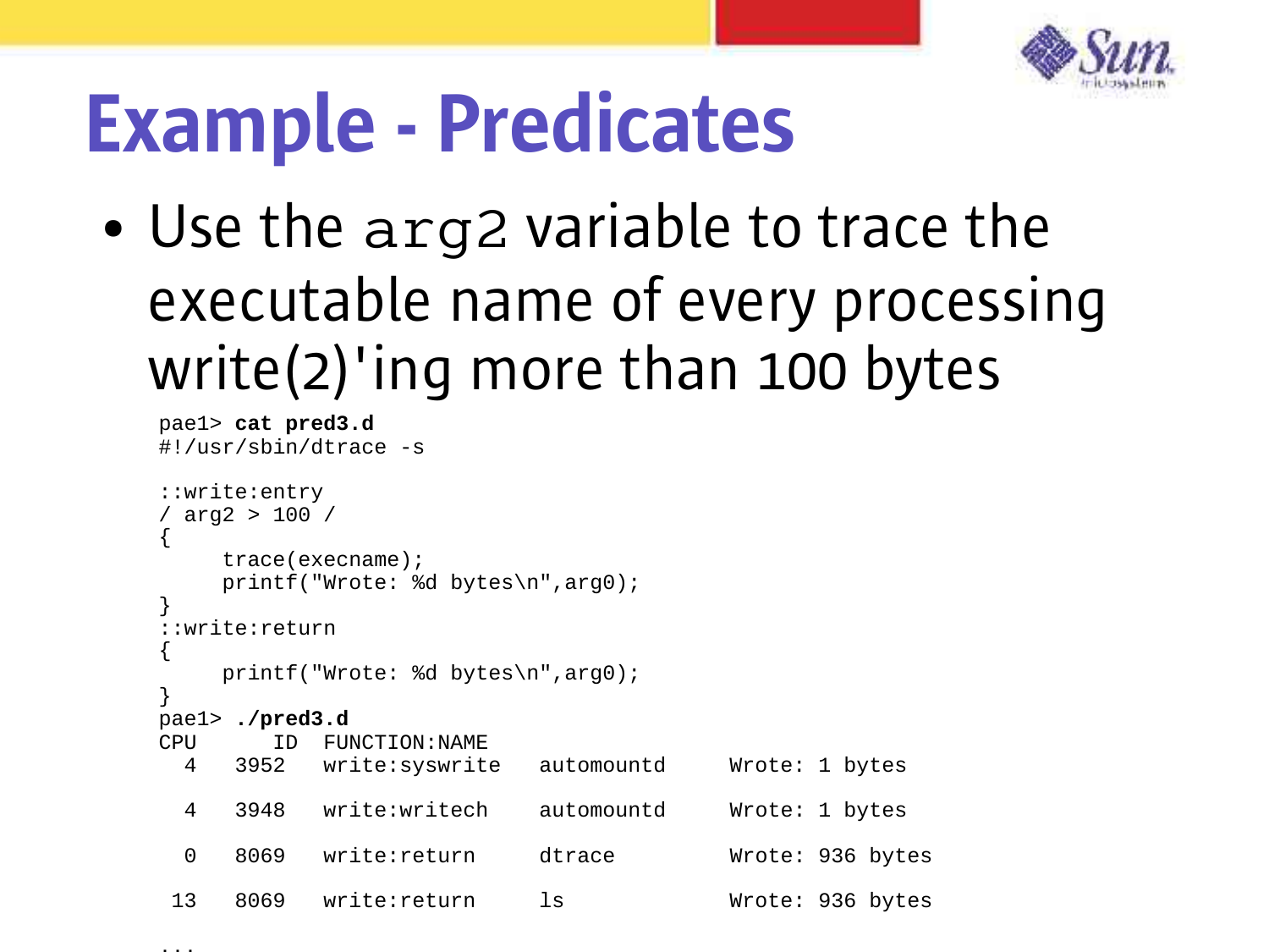# Example - Predicates

- Use the `arg2` variable to trace the executable name of every processing write(2)'ing more than 100 bytes

```
pae1> cat pred3.d
#!/usr/sbin/dtrace -s

::write:entry
/ arg2 > 100 /
{
     trace(execname);
     printf("Wrote: %d bytes\n",arg0);
}
::write:return
{
     printf("Wrote: %d bytes\n",arg0);
}
pae1> ./pred3.d
CPU      ID  FUNCTION:NAME
  4    3952  write:syswrite   automountd     Wrote: 1 bytes

  4    3948  write:writech    automountd     Wrote: 1 bytes

  0    8069  write:return     dtrace         Wrote: 936 bytes

 13    8069  write:return     ls             Wrote: 936 bytes

...
```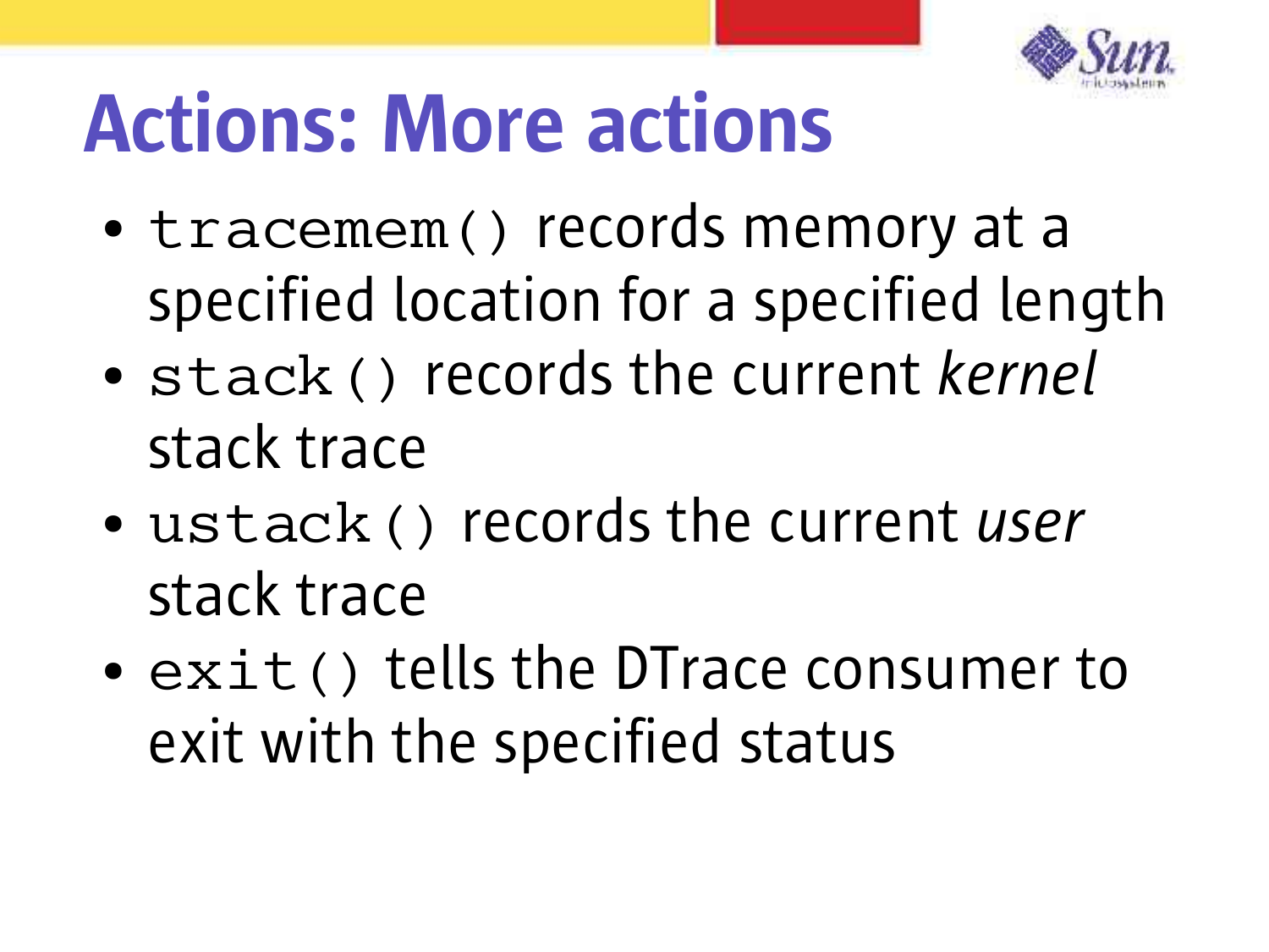# Actions: More actions

- `tracemem()` records memory at a specified location for a specified length
- `stack()` records the current *kernel* stack trace
- `ustack()` records the current *user* stack trace
- `exit()` tells the DTrace consumer to exit with the specified status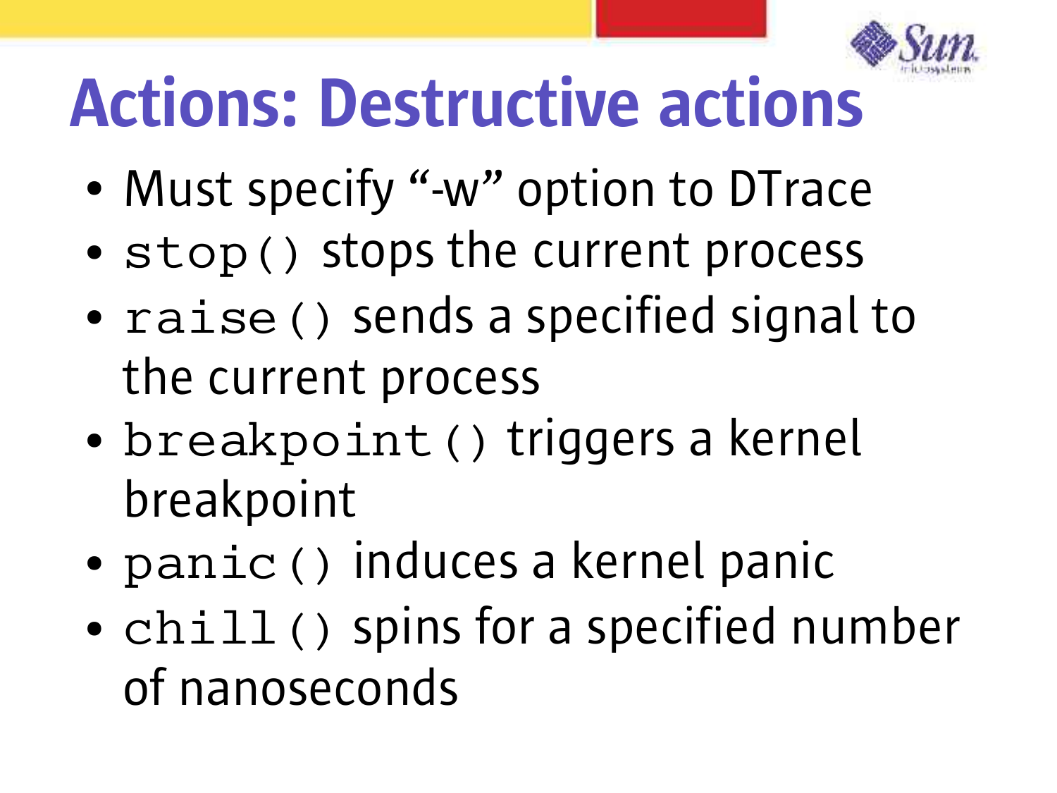# Actions: Destructive actions

- Must specify “-w” option to DTrace
- `stop()` stops the current process
- `raise()` sends a specified signal to the current process
- `breakpoint()` triggers a kernel breakpoint
- `panic()` induces a kernel panic
- `chill()` spins for a specified number of nanoseconds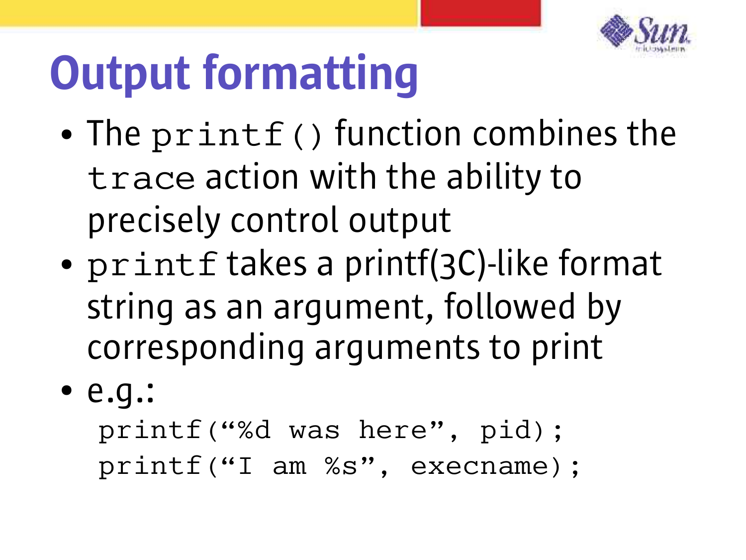# Output formatting

- The `printf()` function combines the `trace` action with the ability to precisely control output
- `printf` takes a printf(3C)-like format string as an argument, followed by corresponding arguments to print
- e.g.:

```
printf(“%d was here”, pid);
printf(“I am %s”, execname);
```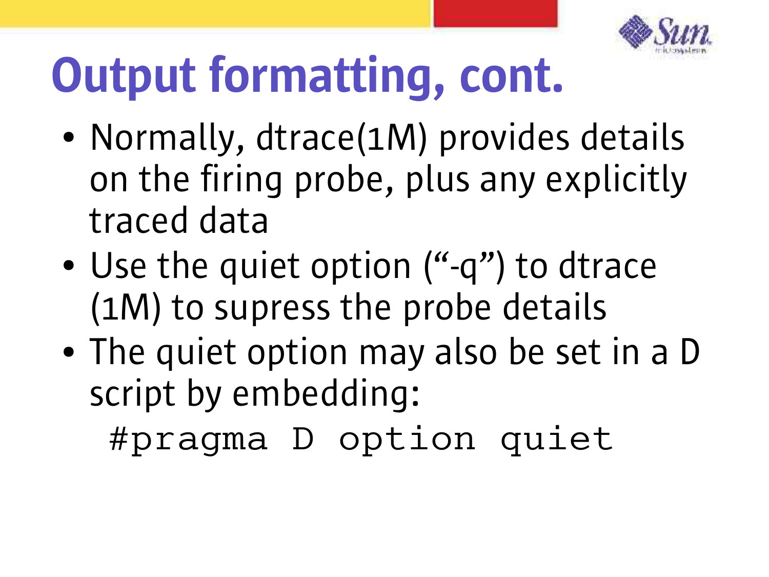# Output formatting, cont.

- Normally, dtrace(1M) provides details on the firing probe, plus any explicitly traced data
- Use the quiet option (“-q”) to dtrace (1M) to supress the probe details
- The quiet option may also be set in a D script by embedding:

```
#pragma D option quiet
```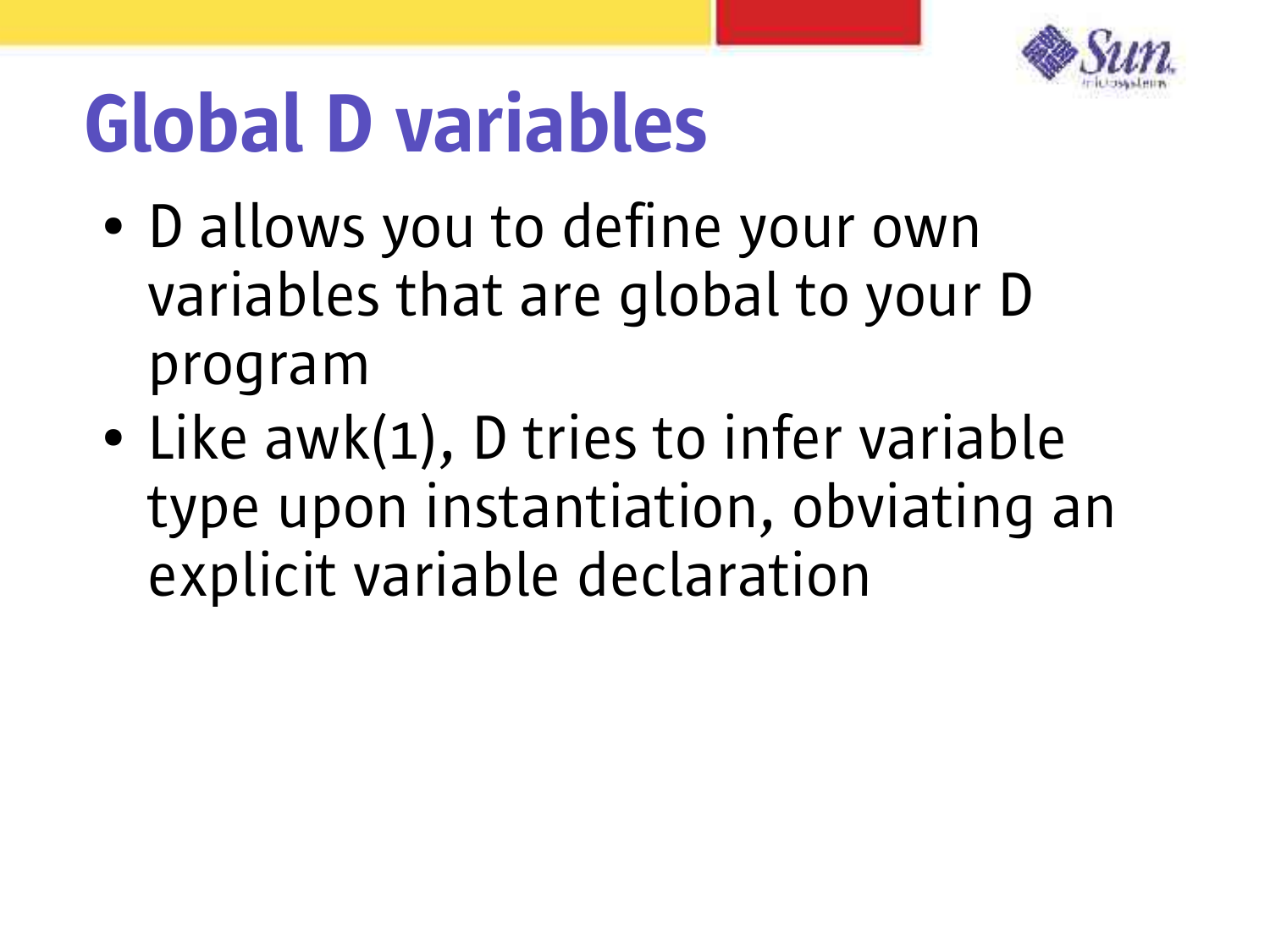# Global D variables

- D allows you to define your own variables that are global to your D program
- Like awk(1), D tries to infer variable type upon instantiation, obviating an explicit variable declaration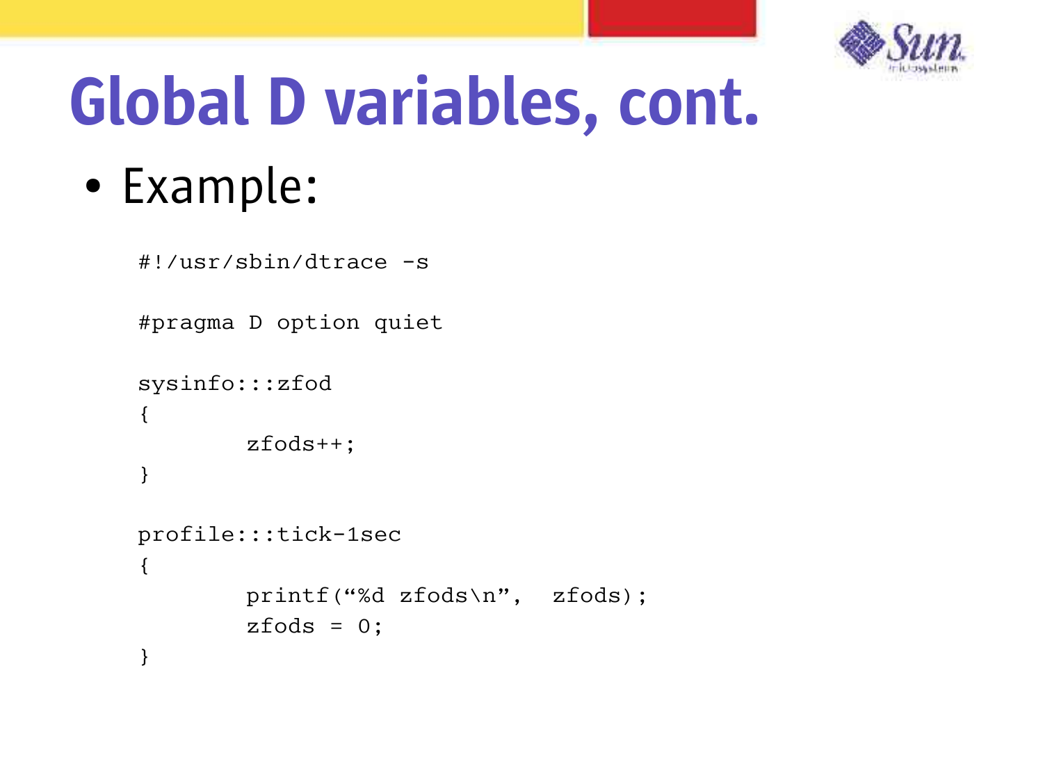# Global D variables, cont.

- Example:

```
#!/usr/sbin/dtrace -s

#pragma D option quiet

sysinfo:::zfod
{
        zfods++;
}

profile:::tick-1sec
{
        printf(“%d zfods\n”,  zfods);
        zfods = 0;
}
```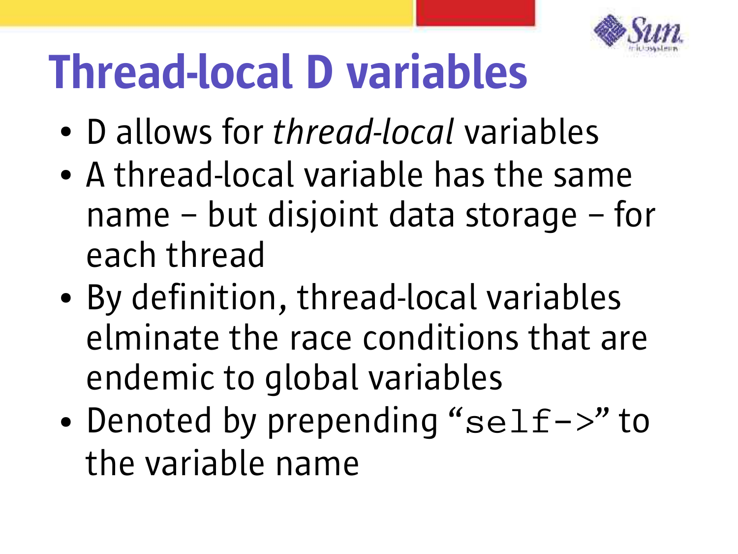# Thread-local D variables

- D allows for *thread-local* variables
- A thread-local variable has the same name – but disjoint data storage – for each thread
- By definition, thread-local variables elminate the race conditions that are endemic to global variables
- Denoted by prepending "`self->`" to the variable name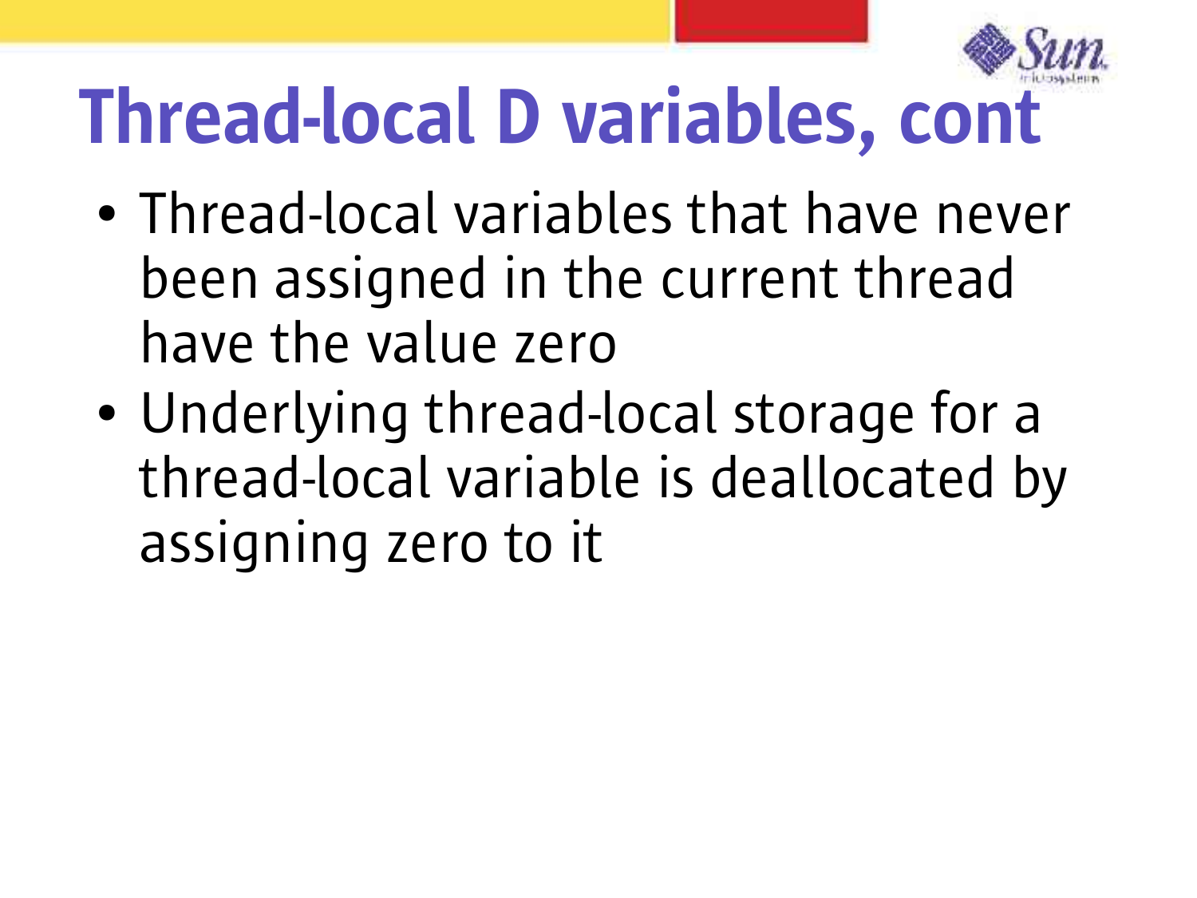# Thread-local D variables, cont

- Thread-local variables that have never been assigned in the current thread have the value zero
- Underlying thread-local storage for a thread-local variable is deallocated by assigning zero to it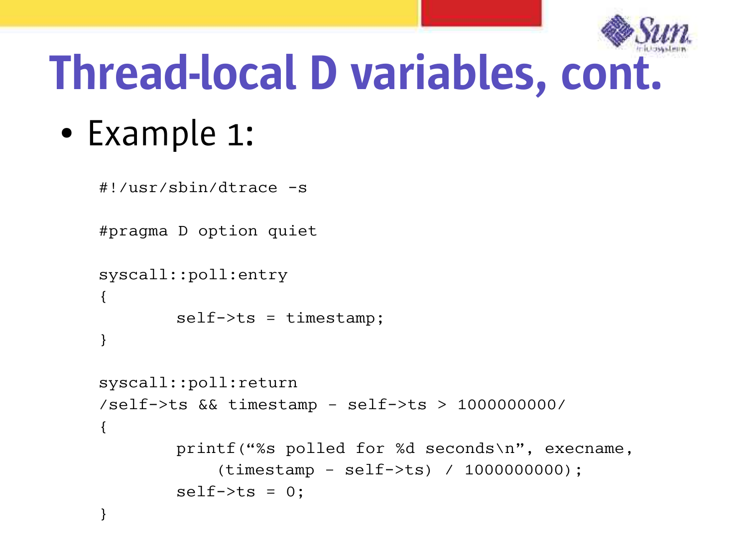# Thread-local D variables, cont.

- Example 1:

```
#!/usr/sbin/dtrace -s

#pragma D option quiet

syscall::poll:entry
{
        self->ts = timestamp;
}

syscall::poll:return
/self->ts && timestamp - self->ts > 1000000000/
{
        printf("%s polled for %d seconds\n", execname,
            (timestamp - self->ts) / 1000000000);
        self->ts = 0;
}
```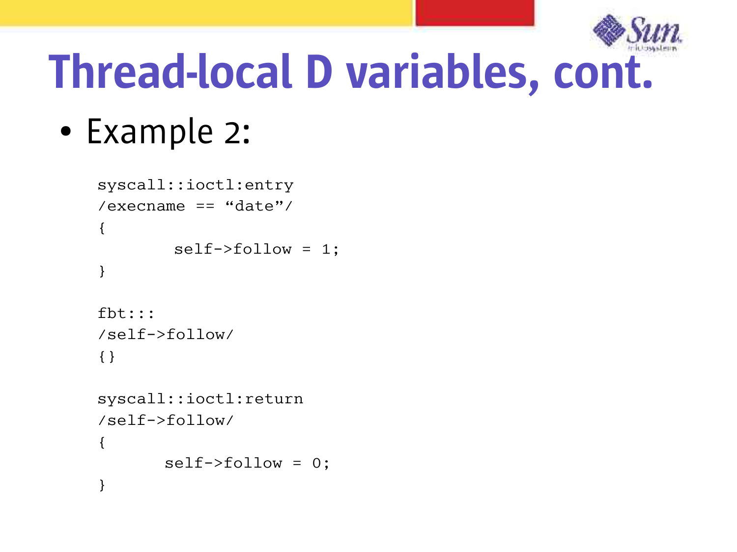# Thread-local D variables, cont.

- Example 2:

```
syscall::ioctl:entry
/execname == “date”/
{
        self->follow = 1;
}

fbt:::
/self->follow/
{}

syscall::ioctl:return
/self->follow/
{
       self->follow = 0;
}
```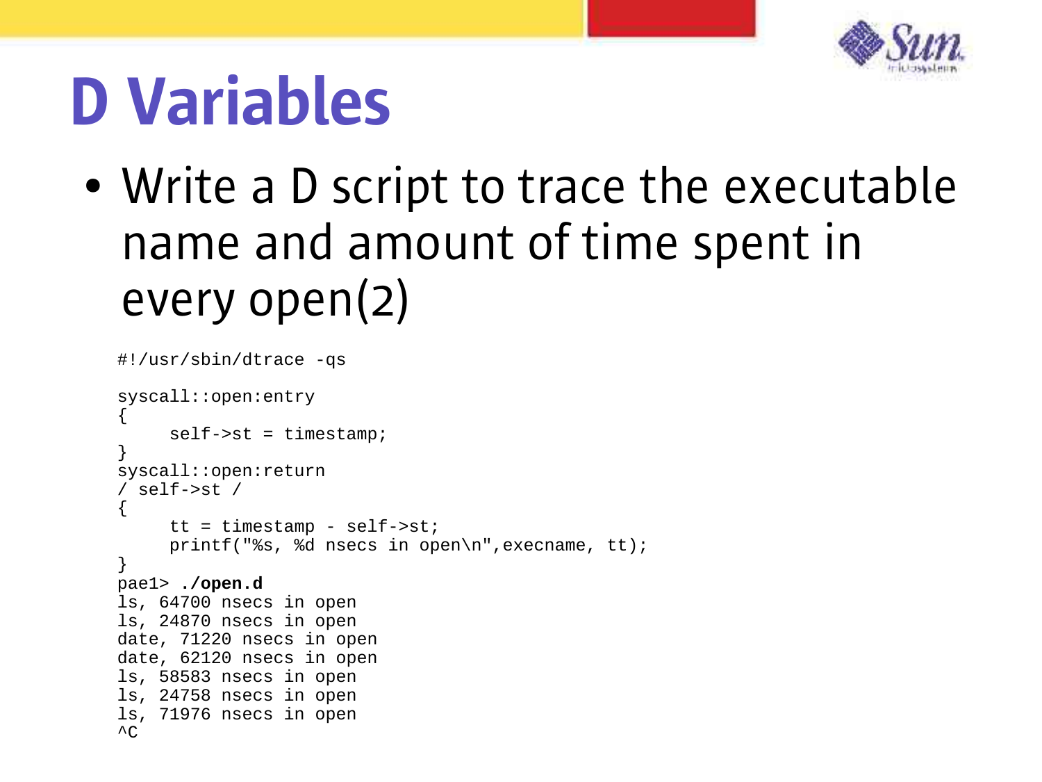# D Variables

- Write a D script to trace the executable name and amount of time spent in every open(2)

```
#!/usr/sbin/dtrace -qs

syscall::open:entry
{
     self->st = timestamp;
}
syscall::open:return
/ self->st /
{
     tt = timestamp - self->st;
     printf("%s, %d nsecs in open\n",execname, tt);
}
pae1> ./open.d
ls, 64700 nsecs in open
ls, 24870 nsecs in open
date, 71220 nsecs in open
date, 62120 nsecs in open
ls, 58583 nsecs in open
ls, 24758 nsecs in open
ls, 71976 nsecs in open
^C
```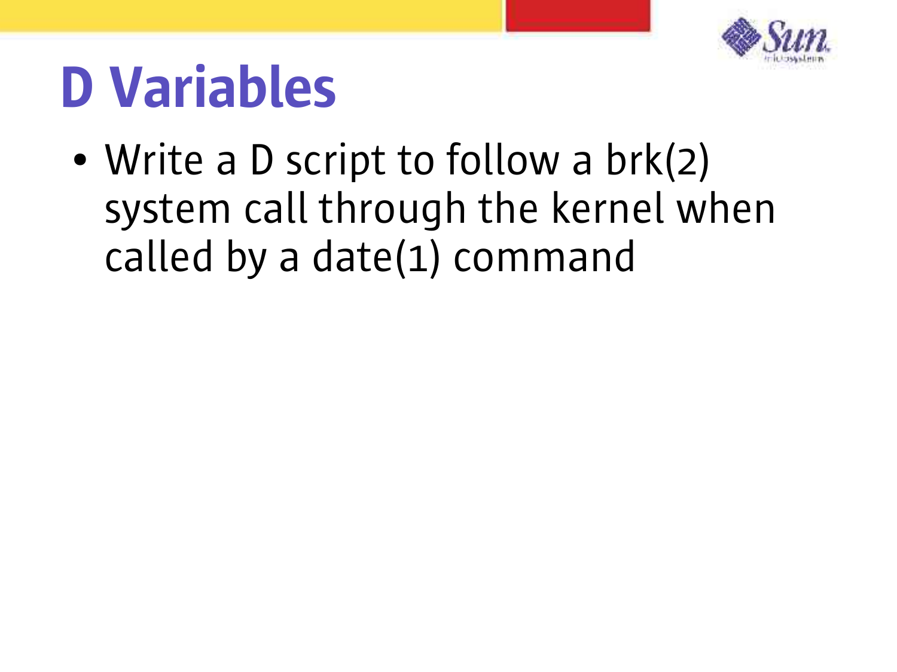# D Variables

- Write a D script to follow a brk(2) system call through the kernel when called by a date(1) command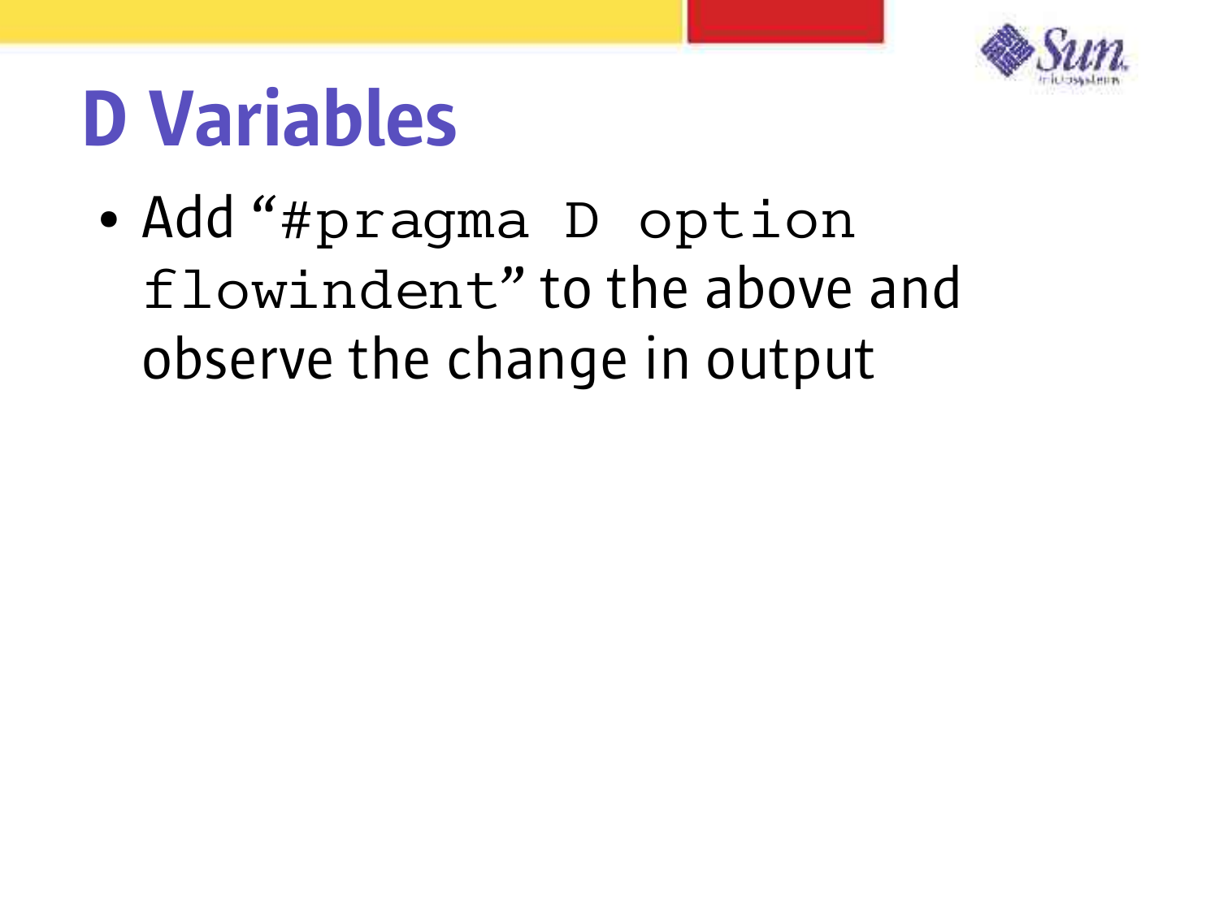# D Variables

- Add "`#pragma D option flowindent`" to the above and observe the change in output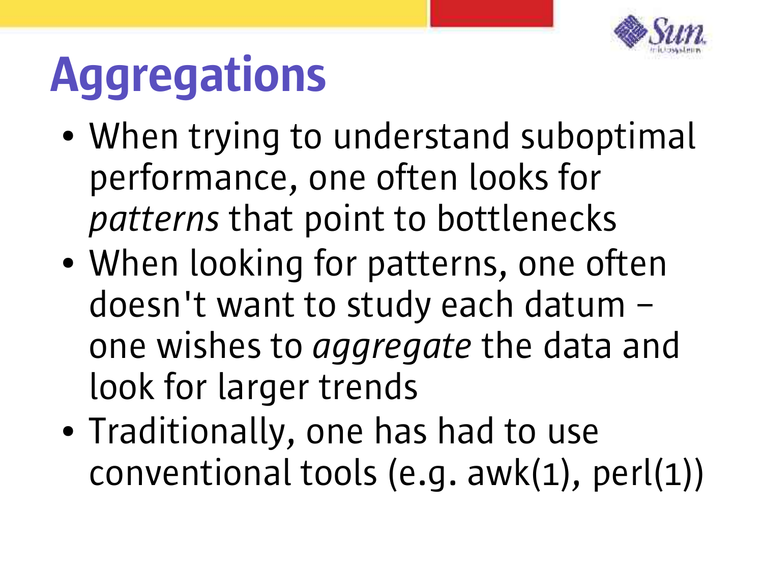# Aggregations

- When trying to understand suboptimal performance, one often looks for *patterns* that point to bottlenecks
- When looking for patterns, one often doesn't want to study each datum – one wishes to *aggregate* the data and look for larger trends
- Traditionally, one has had to use conventional tools (e.g. awk(1), perl(1))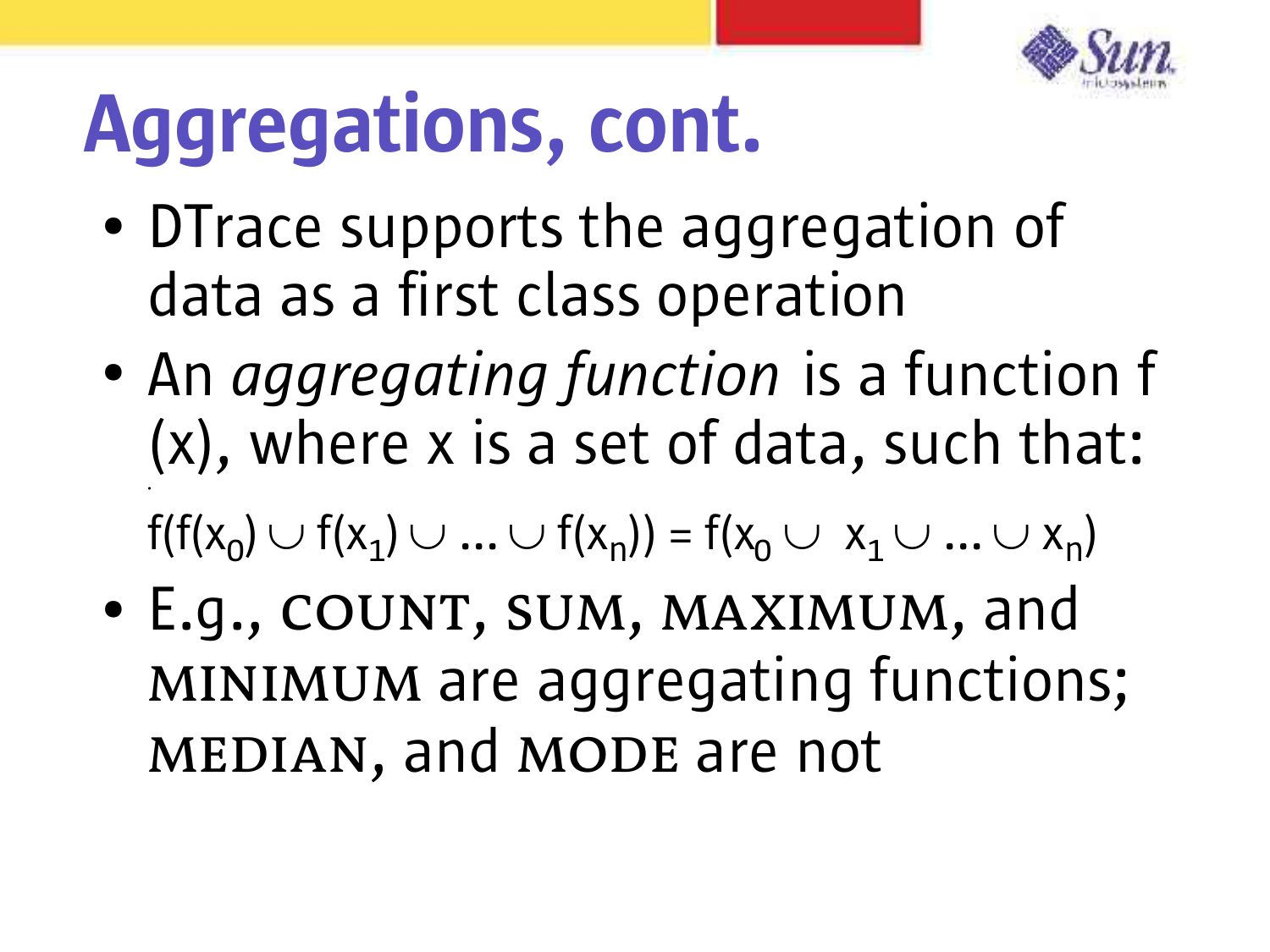# Aggregations, cont.

- DTrace supports the aggregation of data as a first class operation
- An *aggregating function* is a function f (x), where x is a set of data, such that:

$$f(f(x_0) \cup f(x_1) \cup \ldots \cup f(x_n)) = f(x_0 \cup x_1 \cup \ldots \cup x_n)$$

- E.g., COUNT, SUM, MAXIMUM, and MINIMUM are aggregating functions; MEDIAN, and MODE are not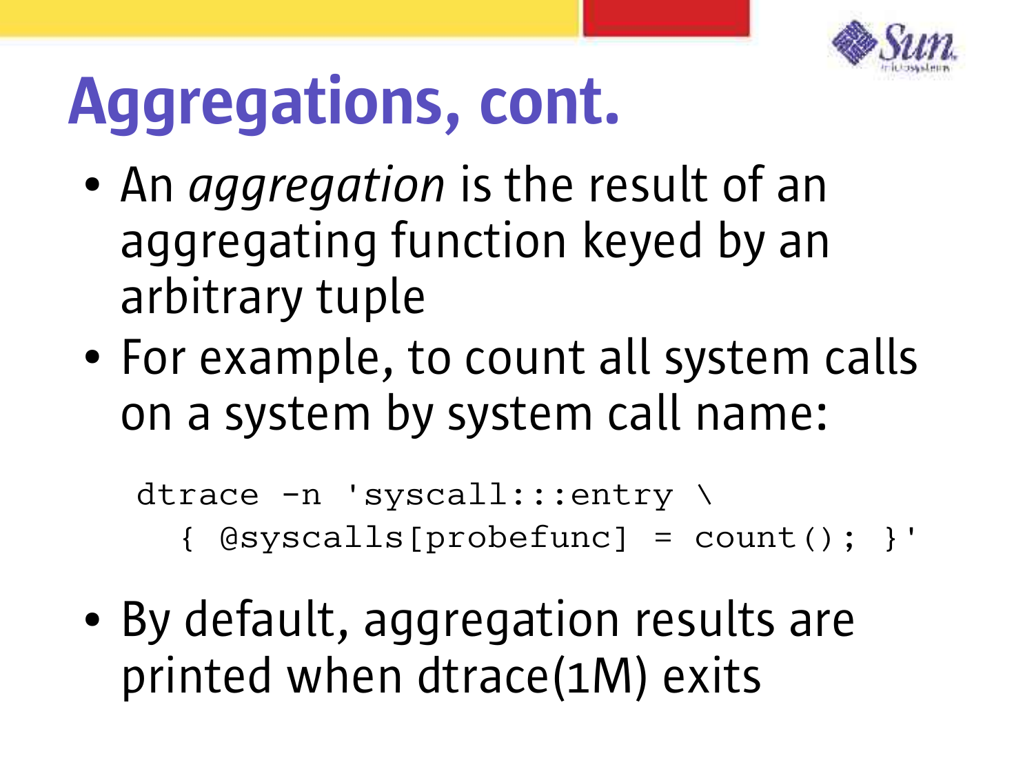# Aggregations, cont.

- An *aggregation* is the result of an aggregating function keyed by an arbitrary tuple
- For example, to count all system calls on a system by system call name:

```
dtrace -n 'syscall:::entry \
  { @syscalls[probefunc] = count(); }'
```

- By default, aggregation results are printed when dtrace(1M) exits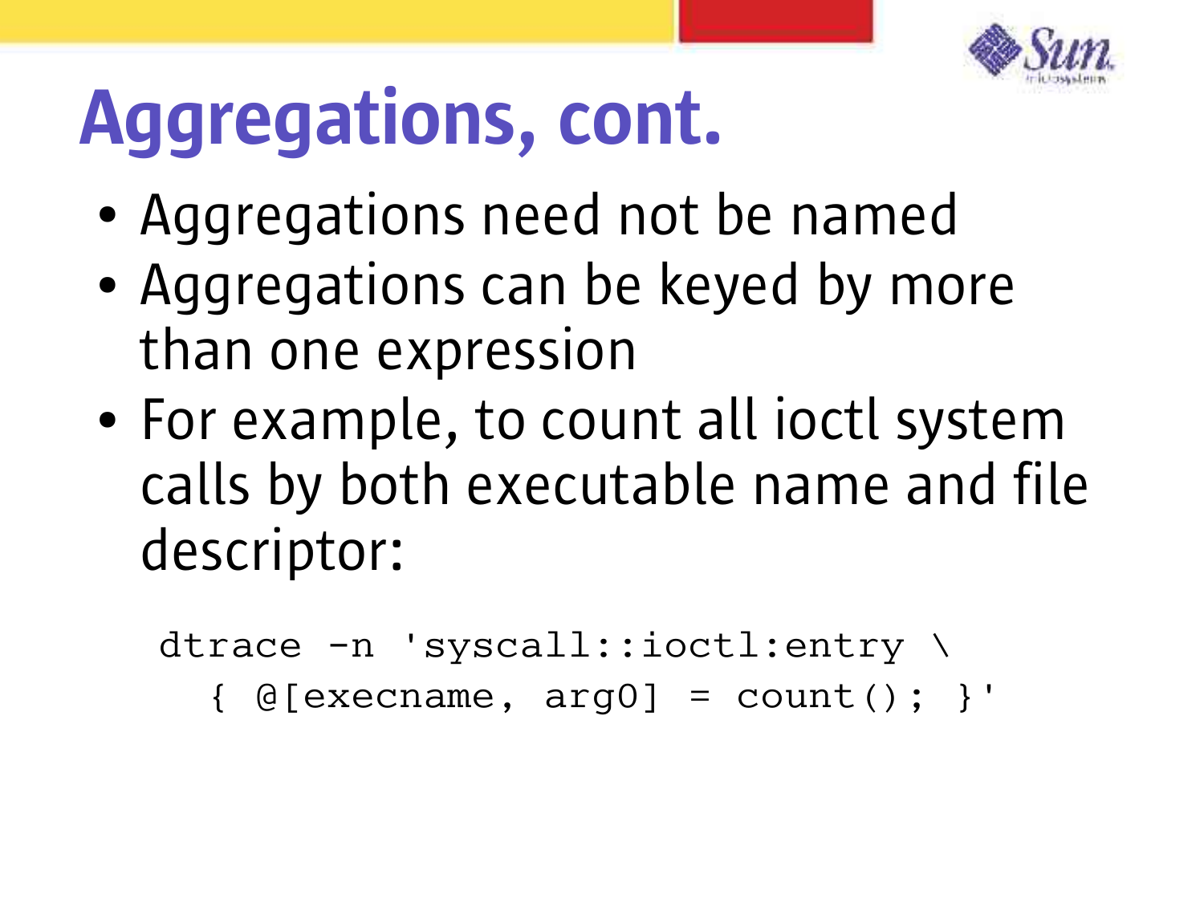# Aggregations, cont.

- Aggregations need not be named
- Aggregations can be keyed by more than one expression
- For example, to count all ioctl system calls by both executable name and file descriptor:

```
dtrace -n 'syscall::ioctl:entry \
  { @[execname, arg0] = count(); }'
```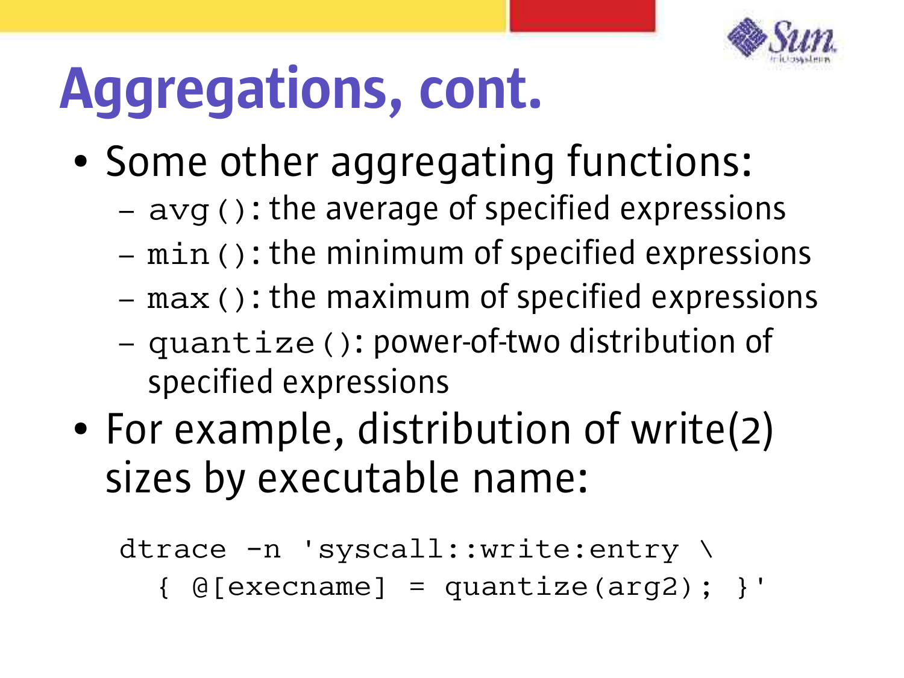# Aggregations, cont.

- Some other aggregating functions:
  - `avg()`: the average of specified expressions
  - `min()`: the minimum of specified expressions
  - `max()`: the maximum of specified expressions
  - `quantize()`: power-of-two distribution of specified expressions
- For example, distribution of write(2) sizes by executable name:

```
dtrace -n 'syscall::write:entry \
  { @[execname] = quantize(arg2); }'
```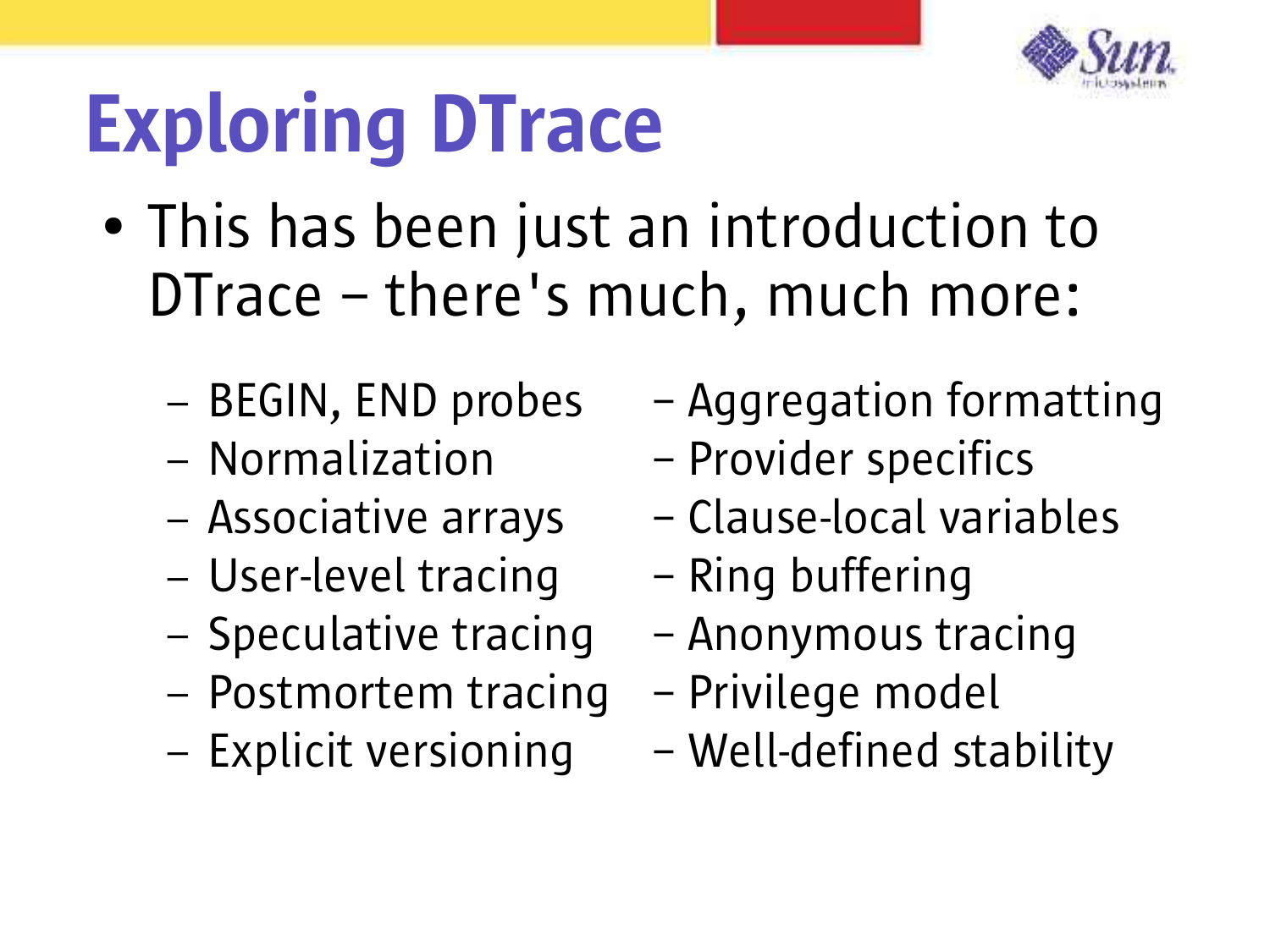# Exploring DTrace

- This has been just an introduction to DTrace – there's much, much more:
  - BEGIN, END probes
  - Normalization
  - Associative arrays
  - User-level tracing
  - Speculative tracing
  - Postmortem tracing
  - Explicit versioning
  - Aggregation formatting
  - Provider specifics
  - Clause-local variables
  - Ring buffering
  - Anonymous tracing
  - Privilege model
  - Well-defined stability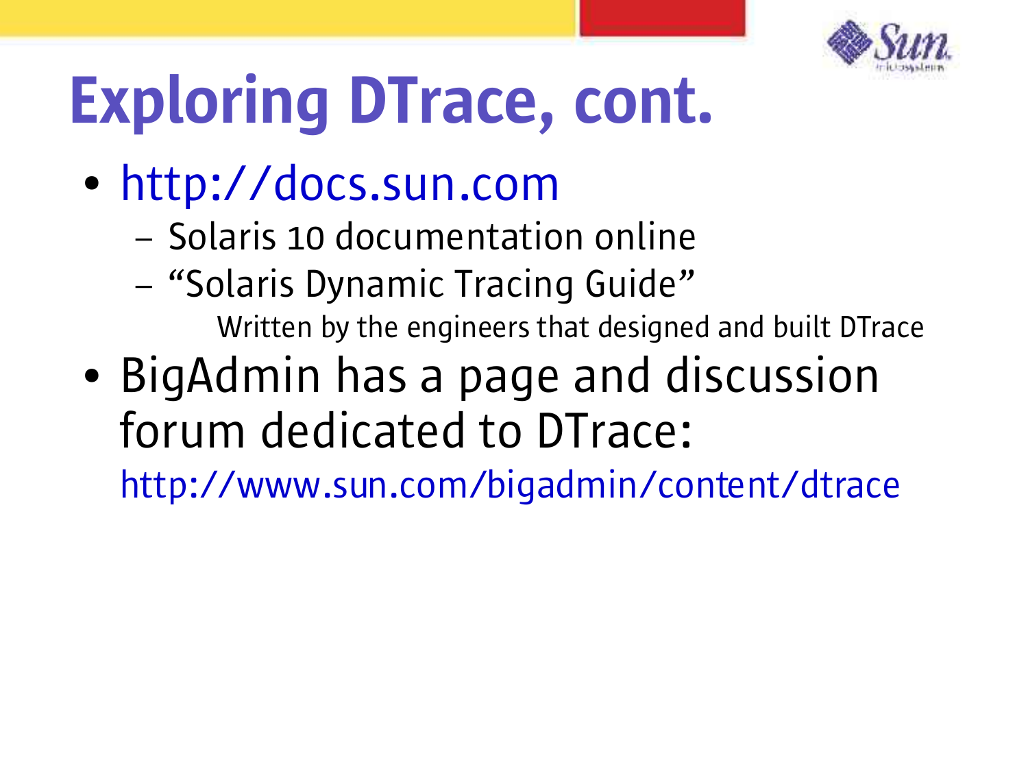# Exploring DTrace, cont.

- http://docs.sun.com
  - Solaris 10 documentation online
  - “Solaris Dynamic Tracing Guide”

    Written by the engineers that designed and built DTrace
- BigAdmin has a page and discussion forum dedicated to DTrace:

  http://www.sun.com/bigadmin/content/dtrace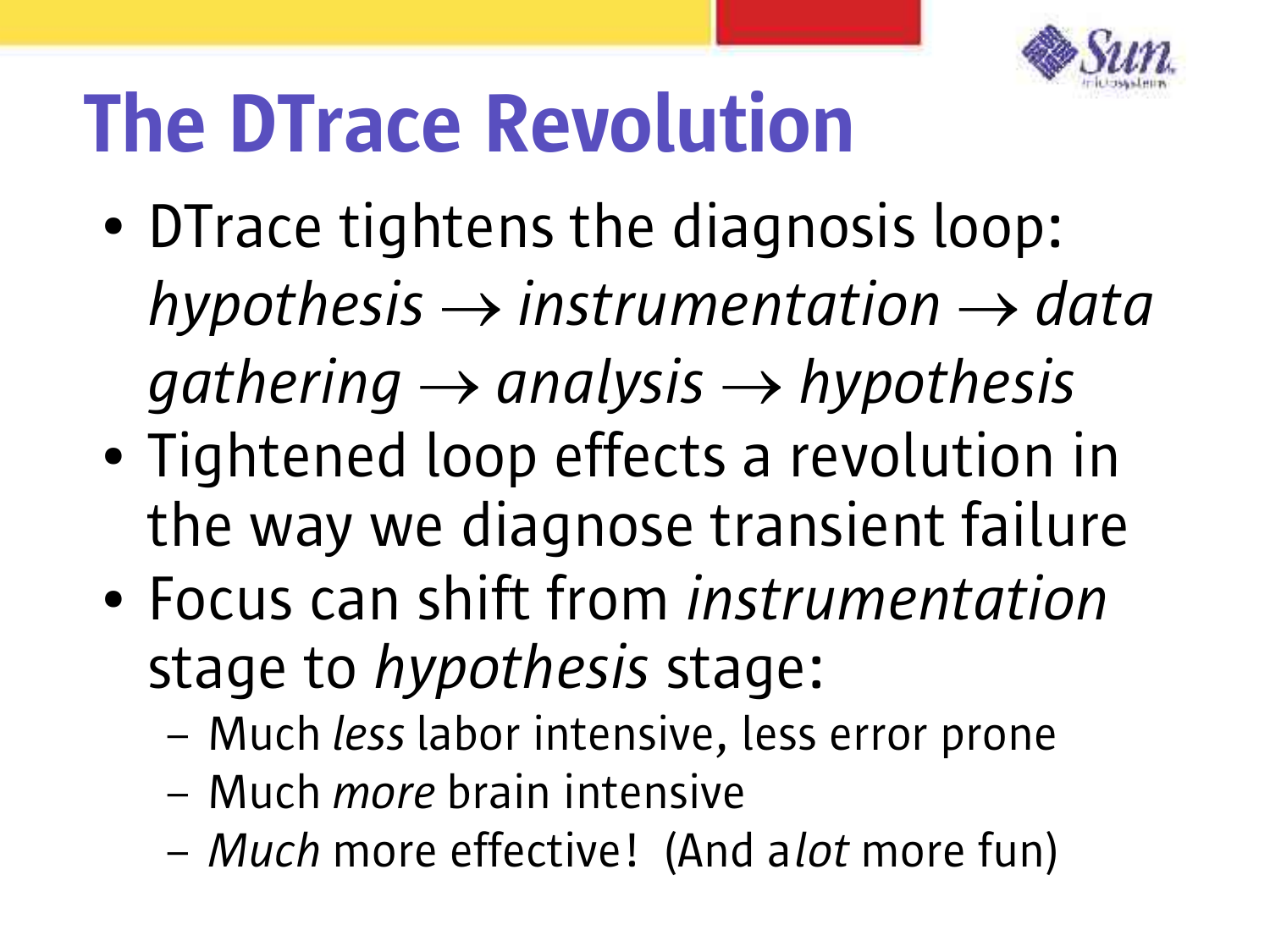# The DTrace Revolution

- DTrace tightens the diagnosis loop: *hypothesis* → *instrumentation* → *data gathering* → *analysis* → *hypothesis*
- Tightened loop effects a revolution in the way we diagnose transient failure
- Focus can shift from *instrumentation* stage to *hypothesis* stage:
  - Much *less* labor intensive, less error prone
  - Much *more* brain intensive
  - *Much* more effective! (And a *lot* more fun)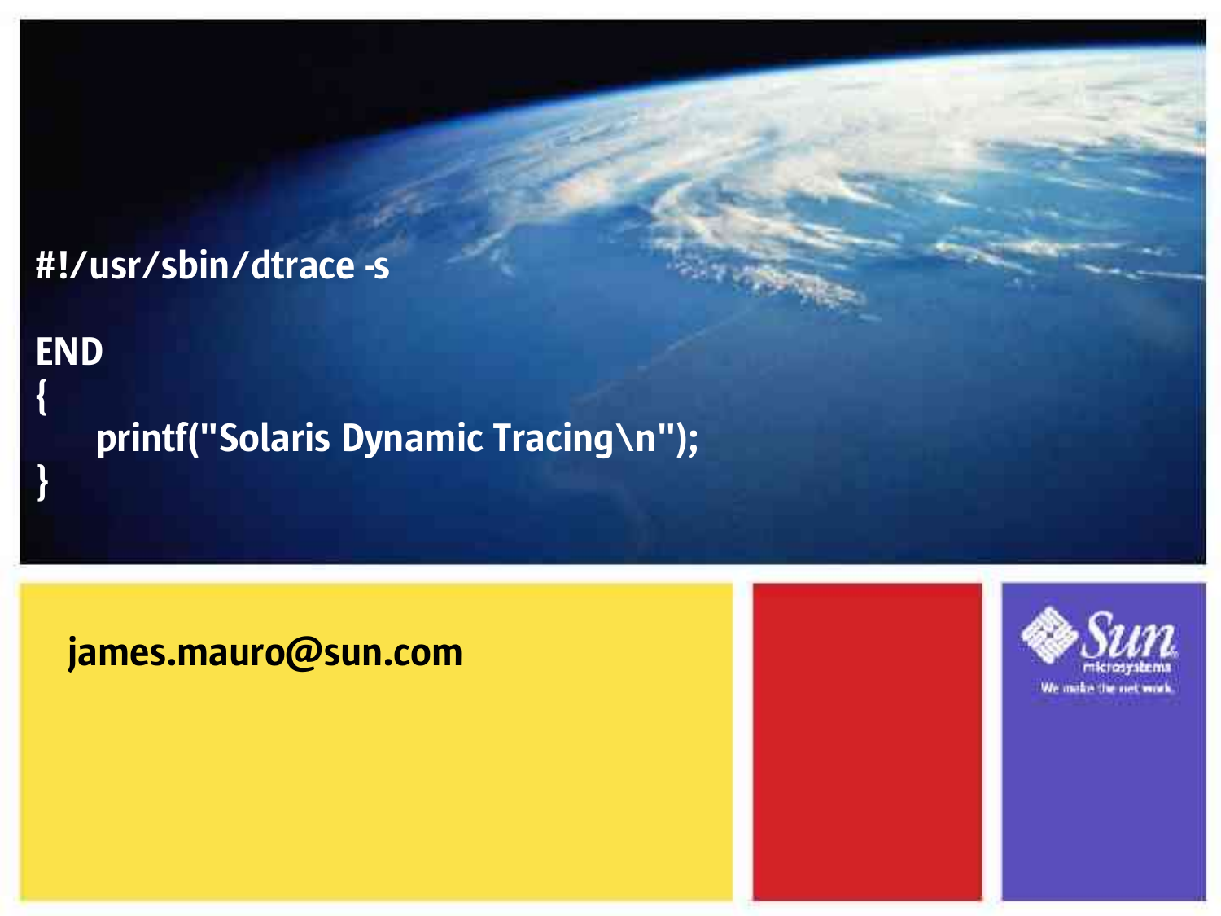```
#!/usr/sbin/dtrace -s

END
{
    printf("Solaris Dynamic Tracing\n");
}
```

james.mauro@sun.com

Sun microsystems
We make the net work.